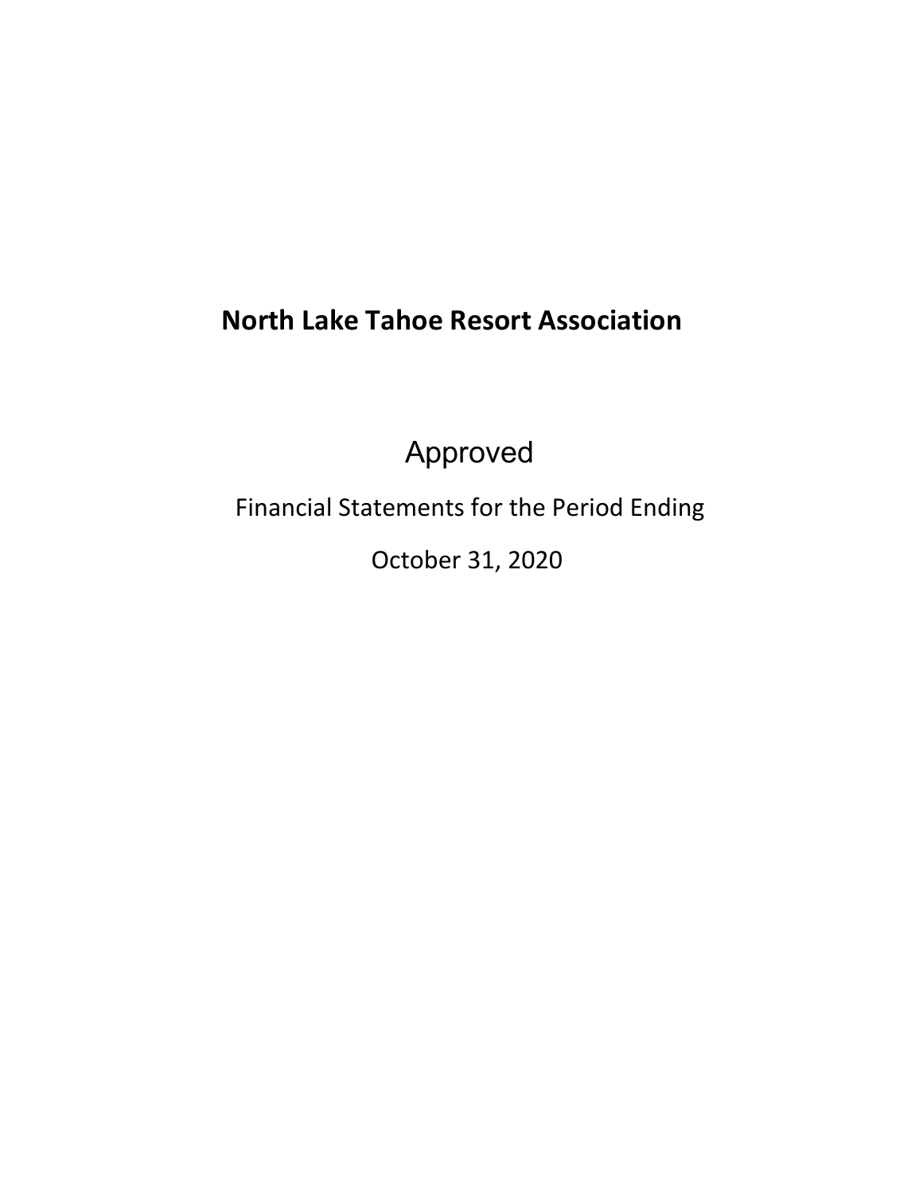# North Lake Tahoe Resort Association

Approved

Financial Statements for the Period Ending

October 31, 2020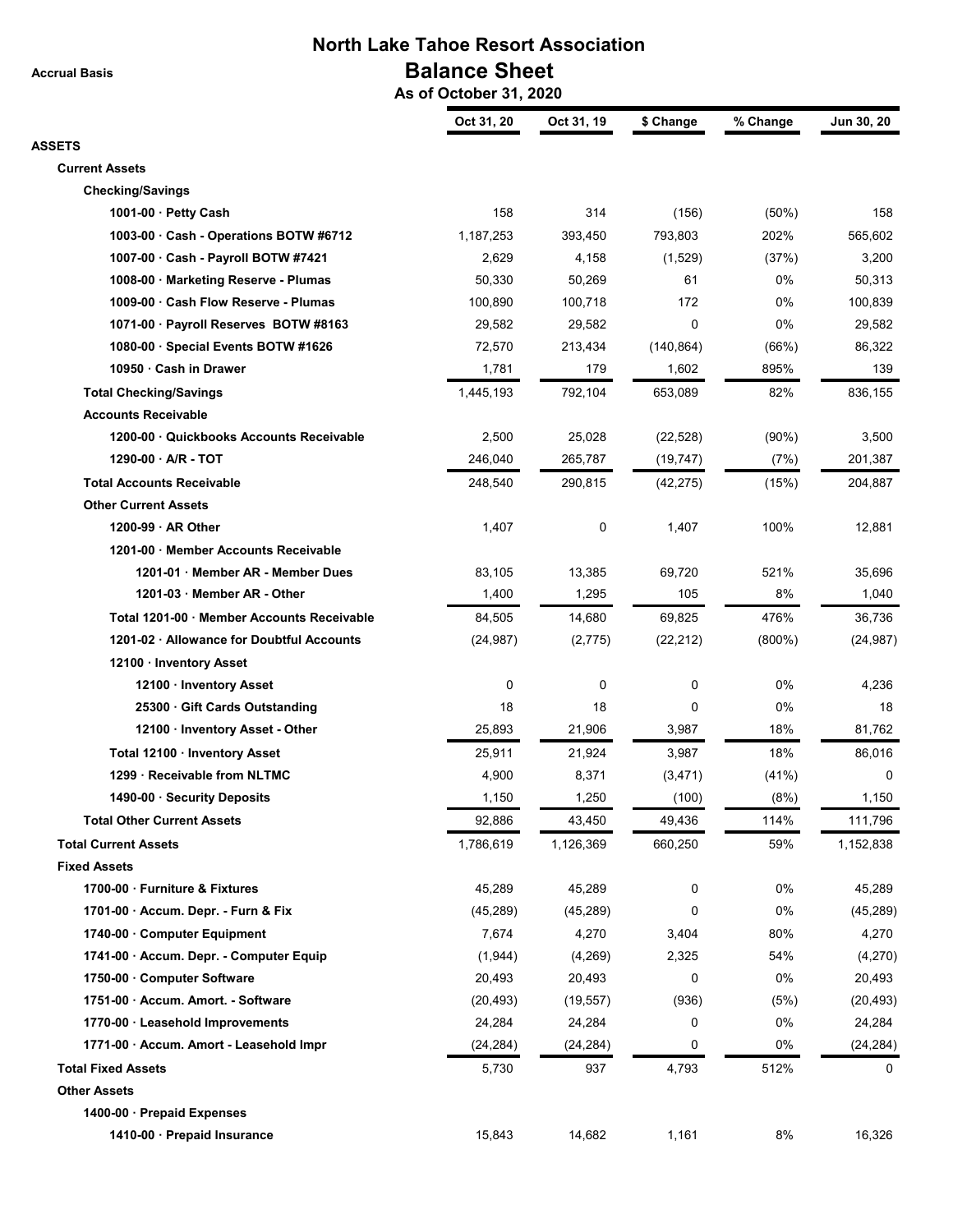# North Lake Tahoe Resort Association

## Balance Sheet

### As of October 31, 2020

Accrual Basis

| | Oct 31, 20 | Oct 31, 19 | $ Change | % Change | Jun 30, 20 |
|---|---|---|---|---|---|
| **ASSETS** | | | | | |
| **Current Assets** | | | | | |
| **Checking/Savings** | | | | | |
| 1001-00 · Petty Cash | 158 | 314 | (156) | (50%) | 158 |
| 1003-00 · Cash - Operations BOTW #6712 | 1,187,253 | 393,450 | 793,803 | 202% | 565,602 |
| 1007-00 · Cash - Payroll BOTW #7421 | 2,629 | 4,158 | (1,529) | (37%) | 3,200 |
| 1008-00 · Marketing Reserve - Plumas | 50,330 | 50,269 | 61 | 0% | 50,313 |
| 1009-00 · Cash Flow Reserve - Plumas | 100,890 | 100,718 | 172 | 0% | 100,839 |
| 1071-00 · Payroll Reserves BOTW #8163 | 29,582 | 29,582 | 0 | 0% | 29,582 |
| 1080-00 · Special Events BOTW #1626 | 72,570 | 213,434 | (140,864) | (66%) | 86,322 |
| 10950 · Cash in Drawer | 1,781 | 179 | 1,602 | 895% | 139 |
| **Total Checking/Savings** | 1,445,193 | 792,104 | 653,089 | 82% | 836,155 |
| **Accounts Receivable** | | | | | |
| 1200-00 · Quickbooks Accounts Receivable | 2,500 | 25,028 | (22,528) | (90%) | 3,500 |
| 1290-00 · A/R - TOT | 246,040 | 265,787 | (19,747) | (7%) | 201,387 |
| **Total Accounts Receivable** | 248,540 | 290,815 | (42,275) | (15%) | 204,887 |
| **Other Current Assets** | | | | | |
| 1200-99 · AR Other | 1,407 | 0 | 1,407 | 100% | 12,881 |
| 1201-00 · Member Accounts Receivable | | | | | |
| 1201-01 · Member AR - Member Dues | 83,105 | 13,385 | 69,720 | 521% | 35,696 |
| 1201-03 · Member AR - Other | 1,400 | 1,295 | 105 | 8% | 1,040 |
| Total 1201-00 · Member Accounts Receivable | 84,505 | 14,680 | 69,825 | 476% | 36,736 |
| 1201-02 · Allowance for Doubtful Accounts | (24,987) | (2,775) | (22,212) | (800%) | (24,987) |
| 12100 · Inventory Asset | | | | | |
| 12100 · Inventory Asset | 0 | 0 | 0 | 0% | 4,236 |
| 25300 · Gift Cards Outstanding | 18 | 18 | 0 | 0% | 18 |
| 12100 · Inventory Asset - Other | 25,893 | 21,906 | 3,987 | 18% | 81,762 |
| Total 12100 · Inventory Asset | 25,911 | 21,924 | 3,987 | 18% | 86,016 |
| 1299 · Receivable from NLTMC | 4,900 | 8,371 | (3,471) | (41%) | 0 |
| 1490-00 · Security Deposits | 1,150 | 1,250 | (100) | (8%) | 1,150 |
| **Total Other Current Assets** | 92,886 | 43,450 | 49,436 | 114% | 111,796 |
| **Total Current Assets** | 1,786,619 | 1,126,369 | 660,250 | 59% | 1,152,838 |
| **Fixed Assets** | | | | | |
| 1700-00 · Furniture & Fixtures | 45,289 | 45,289 | 0 | 0% | 45,289 |
| 1701-00 · Accum. Depr. - Furn & Fix | (45,289) | (45,289) | 0 | 0% | (45,289) |
| 1740-00 · Computer Equipment | 7,674 | 4,270 | 3,404 | 80% | 4,270 |
| 1741-00 · Accum. Depr. - Computer Equip | (1,944) | (4,269) | 2,325 | 54% | (4,270) |
| 1750-00 · Computer Software | 20,493 | 20,493 | 0 | 0% | 20,493 |
| 1751-00 · Accum. Amort. - Software | (20,493) | (19,557) | (936) | (5%) | (20,493) |
| 1770-00 · Leasehold Improvements | 24,284 | 24,284 | 0 | 0% | 24,284 |
| 1771-00 · Accum. Amort - Leasehold Impr | (24,284) | (24,284) | 0 | 0% | (24,284) |
| **Total Fixed Assets** | 5,730 | 937 | 4,793 | 512% | 0 |
| **Other Assets** | | | | | |
| 1400-00 · Prepaid Expenses | | | | | |
| 1410-00 · Prepaid Insurance | 15,843 | 14,682 | 1,161 | 8% | 16,326 |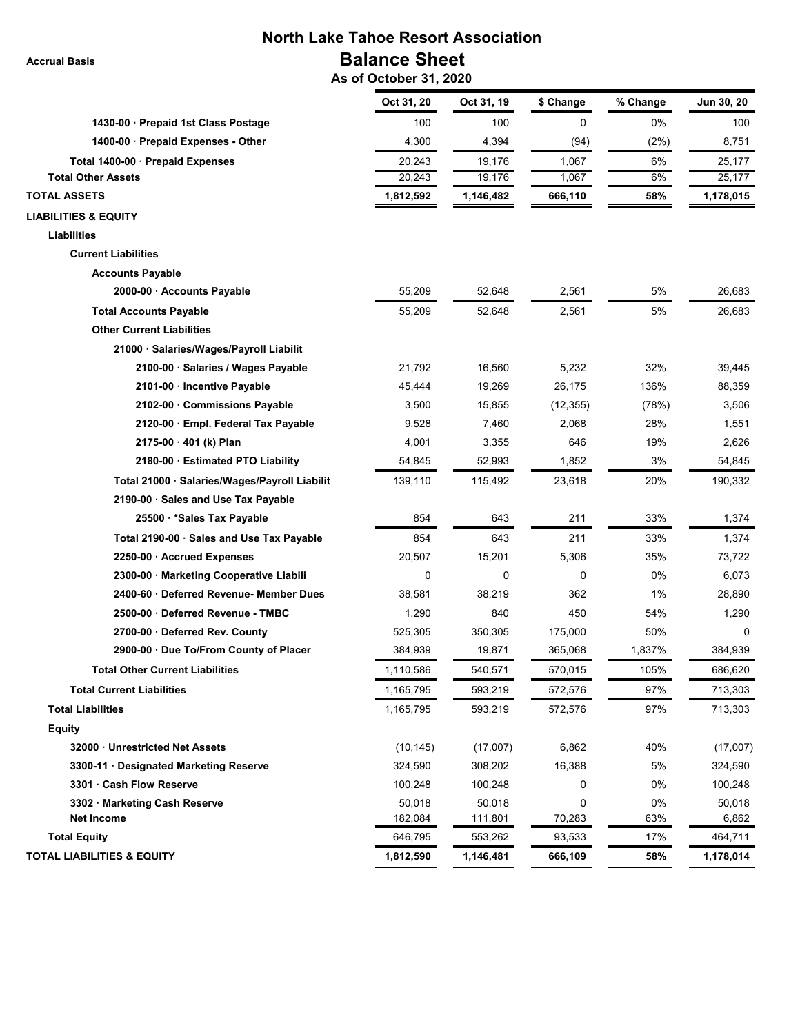# North Lake Tahoe Resort Association

## Balance Sheet

**Accrual Basis**

**As of October 31, 2020**

| | Oct 31, 20 | Oct 31, 19 | $ Change | % Change | Jun 30, 20 |
|---|---|---|---|---|---|
| 1430-00 · Prepaid 1st Class Postage | 100 | 100 | 0 | 0% | 100 |
| 1400-00 · Prepaid Expenses - Other | 4,300 | 4,394 | (94) | (2%) | 8,751 |
| Total 1400-00 · Prepaid Expenses | 20,243 | 19,176 | 1,067 | 6% | 25,177 |
| **Total Other Assets** | 20,243 | 19,176 | 1,067 | 6% | 25,177 |
| **TOTAL ASSETS** | **1,812,592** | **1,146,482** | **666,110** | **58%** | **1,178,015** |
| **LIABILITIES & EQUITY** | | | | | |
| **Liabilities** | | | | | |
| **Current Liabilities** | | | | | |
| **Accounts Payable** | | | | | |
| 2000-00 · Accounts Payable | 55,209 | 52,648 | 2,561 | 5% | 26,683 |
| **Total Accounts Payable** | 55,209 | 52,648 | 2,561 | 5% | 26,683 |
| **Other Current Liabilities** | | | | | |
| 21000 · Salaries/Wages/Payroll Liabilit | | | | | |
| 2100-00 · Salaries / Wages Payable | 21,792 | 16,560 | 5,232 | 32% | 39,445 |
| 2101-00 · Incentive Payable | 45,444 | 19,269 | 26,175 | 136% | 88,359 |
| 2102-00 · Commissions Payable | 3,500 | 15,855 | (12,355) | (78%) | 3,506 |
| 2120-00 · Empl. Federal Tax Payable | 9,528 | 7,460 | 2,068 | 28% | 1,551 |
| 2175-00 · 401 (k) Plan | 4,001 | 3,355 | 646 | 19% | 2,626 |
| 2180-00 · Estimated PTO Liability | 54,845 | 52,993 | 1,852 | 3% | 54,845 |
| Total 21000 · Salaries/Wages/Payroll Liabilit | 139,110 | 115,492 | 23,618 | 20% | 190,332 |
| 2190-00 · Sales and Use Tax Payable | | | | | |
| 25500 · *Sales Tax Payable | 854 | 643 | 211 | 33% | 1,374 |
| Total 2190-00 · Sales and Use Tax Payable | 854 | 643 | 211 | 33% | 1,374 |
| 2250-00 · Accrued Expenses | 20,507 | 15,201 | 5,306 | 35% | 73,722 |
| 2300-00 · Marketing Cooperative Liabili | 0 | 0 | 0 | 0% | 6,073 |
| 2400-60 · Deferred Revenue- Member Dues | 38,581 | 38,219 | 362 | 1% | 28,890 |
| 2500-00 · Deferred Revenue - TMBC | 1,290 | 840 | 450 | 54% | 1,290 |
| 2700-00 · Deferred Rev. County | 525,305 | 350,305 | 175,000 | 50% | 0 |
| 2900-00 · Due To/From County of Placer | 384,939 | 19,871 | 365,068 | 1,837% | 384,939 |
| **Total Other Current Liabilities** | 1,110,586 | 540,571 | 570,015 | 105% | 686,620 |
| **Total Current Liabilities** | 1,165,795 | 593,219 | 572,576 | 97% | 713,303 |
| **Total Liabilities** | 1,165,795 | 593,219 | 572,576 | 97% | 713,303 |
| **Equity** | | | | | |
| 32000 · Unrestricted Net Assets | (10,145) | (17,007) | 6,862 | 40% | (17,007) |
| 3300-11 · Designated Marketing Reserve | 324,590 | 308,202 | 16,388 | 5% | 324,590 |
| 3301 · Cash Flow Reserve | 100,248 | 100,248 | 0 | 0% | 100,248 |
| 3302 · Marketing Cash Reserve | 50,018 | 50,018 | 0 | 0% | 50,018 |
| Net Income | 182,084 | 111,801 | 70,283 | 63% | 6,862 |
| **Total Equity** | 646,795 | 553,262 | 93,533 | 17% | 464,711 |
| **TOTAL LIABILITIES & EQUITY** | **1,812,590** | **1,146,481** | **666,109** | **58%** | **1,178,014** |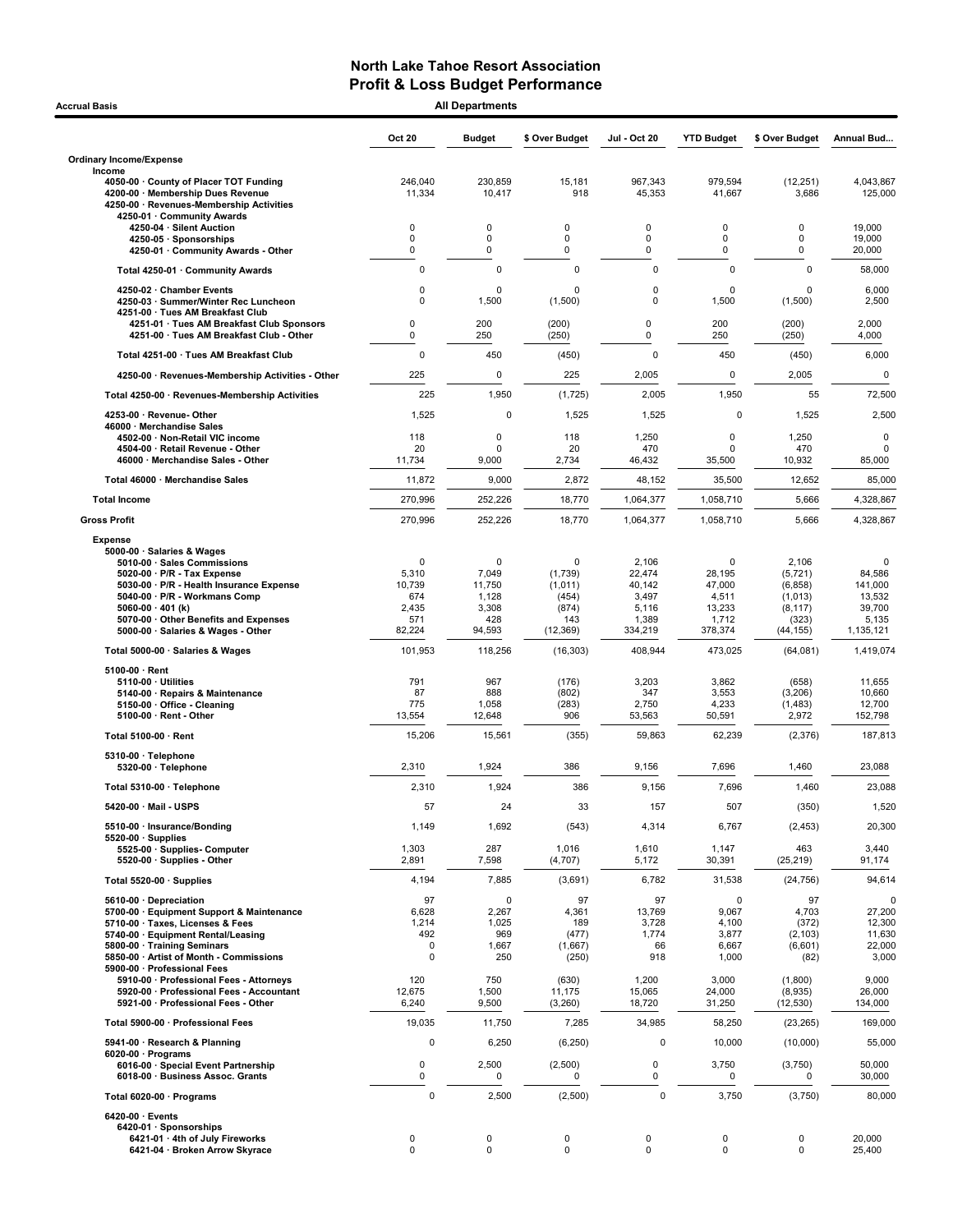# North Lake Tahoe Resort Association
## Profit & Loss Budget Performance

**Accrual Basis** — **All Departments**

| | Oct 20 | Budget | $ Over Budget | Jul - Oct 20 | YTD Budget | $ Over Budget | Annual Bud... |
|---|---|---|---|---|---|---|---|
| **Ordinary Income/Expense** | | | | | | | |
| **Income** | | | | | | | |
| 4050-00 · County of Placer TOT Funding | 246,040 | 230,859 | 15,181 | 967,343 | 979,594 | (12,251) | 4,043,867 |
| 4200-00 · Membership Dues Revenue | 11,334 | 10,417 | 918 | 45,353 | 41,667 | 3,686 | 125,000 |
| 4250-00 · Revenues-Membership Activities | | | | | | | |
| 4250-01 · Community Awards | | | | | | | |
| 4250-04 · Silent Auction | 0 | 0 | 0 | 0 | 0 | 0 | 19,000 |
| 4250-05 · Sponsorships | 0 | 0 | 0 | 0 | 0 | 0 | 19,000 |
| 4250-01 · Community Awards - Other | 0 | 0 | 0 | 0 | 0 | 0 | 20,000 |
| Total 4250-01 · Community Awards | 0 | 0 | 0 | 0 | 0 | 0 | 58,000 |
| 4250-02 · Chamber Events | 0 | 0 | 0 | 0 | 0 | 0 | 6,000 |
| 4250-03 · Summer/Winter Rec Luncheon | 0 | 1,500 | (1,500) | 0 | 1,500 | (1,500) | 2,500 |
| 4251-00 · Tues AM Breakfast Club | | | | | | | |
| 4251-01 · Tues AM Breakfast Club Sponsors | 0 | 200 | (200) | 0 | 200 | (200) | 2,000 |
| 4251-00 · Tues AM Breakfast Club - Other | 0 | 250 | (250) | 0 | 250 | (250) | 4,000 |
| Total 4251-00 · Tues AM Breakfast Club | 0 | 450 | (450) | 0 | 450 | (450) | 6,000 |
| 4250-00 · Revenues-Membership Activities - Other | 225 | 0 | 225 | 2,005 | 0 | 2,005 | 0 |
| Total 4250-00 · Revenues-Membership Activities | 225 | 1,950 | (1,725) | 2,005 | 1,950 | 55 | 72,500 |
| 4253-00 · Revenue- Other | 1,525 | 0 | 1,525 | 1,525 | 0 | 1,525 | 2,500 |
| 46000 · Merchandise Sales | | | | | | | |
| 4502-00 · Non-Retail VIC income | 118 | 0 | 118 | 1,250 | 0 | 1,250 | 0 |
| 4504-00 · Retail Revenue - Other | 20 | 0 | 20 | 470 | 0 | 470 | 0 |
| 46000 · Merchandise Sales - Other | 11,734 | 9,000 | 2,734 | 46,432 | 35,500 | 10,932 | 85,000 |
| Total 46000 · Merchandise Sales | 11,872 | 9,000 | 2,872 | 48,152 | 35,500 | 12,652 | 85,000 |
| **Total Income** | 270,996 | 252,226 | 18,770 | 1,064,377 | 1,058,710 | 5,666 | 4,328,867 |
| **Gross Profit** | 270,996 | 252,226 | 18,770 | 1,064,377 | 1,058,710 | 5,666 | 4,328,867 |
| **Expense** | | | | | | | |
| 5000-00 · Salaries & Wages | | | | | | | |
| 5010-00 · Sales Commissions | 0 | 0 | 0 | 2,106 | 0 | 2,106 | 0 |
| 5020-00 · P/R - Tax Expense | 5,310 | 7,049 | (1,739) | 22,474 | 28,195 | (5,721) | 84,586 |
| 5030-00 · P/R - Health Insurance Expense | 10,739 | 11,750 | (1,011) | 40,142 | 47,000 | (6,858) | 141,000 |
| 5040-00 · P/R - Workmans Comp | 674 | 1,128 | (454) | 3,497 | 4,511 | (1,013) | 13,532 |
| 5060-00 · 401 (k) | 2,435 | 3,308 | (874) | 5,116 | 13,233 | (8,117) | 39,700 |
| 5070-00 · Other Benefits and Expenses | 571 | 428 | 143 | 1,389 | 1,712 | (323) | 5,135 |
| 5000-00 · Salaries & Wages - Other | 82,224 | 94,593 | (12,369) | 334,219 | 378,374 | (44,155) | 1,135,121 |
| Total 5000-00 · Salaries & Wages | 101,953 | 118,256 | (16,303) | 408,944 | 473,025 | (64,081) | 1,419,074 |
| 5100-00 · Rent | | | | | | | |
| 5110-00 · Utilities | 791 | 967 | (176) | 3,203 | 3,862 | (658) | 11,655 |
| 5140-00 · Repairs & Maintenance | 87 | 888 | (802) | 347 | 3,553 | (3,206) | 10,660 |
| 5150-00 · Office - Cleaning | 775 | 1,058 | (283) | 2,750 | 4,233 | (1,483) | 12,700 |
| 5100-00 · Rent - Other | 13,554 | 12,648 | 906 | 53,563 | 50,591 | 2,972 | 152,798 |
| Total 5100-00 · Rent | 15,206 | 15,561 | (355) | 59,863 | 62,239 | (2,376) | 187,813 |
| 5310-00 · Telephone | | | | | | | |
| 5320-00 · Telephone | 2,310 | 1,924 | 386 | 9,156 | 7,696 | 1,460 | 23,088 |
| Total 5310-00 · Telephone | 2,310 | 1,924 | 386 | 9,156 | 7,696 | 1,460 | 23,088 |
| 5420-00 · Mail - USPS | 57 | 24 | 33 | 157 | 507 | (350) | 1,520 |
| 5510-00 · Insurance/Bonding | 1,149 | 1,692 | (543) | 4,314 | 6,767 | (2,453) | 20,300 |
| 5520-00 · Supplies | | | | | | | |
| 5525-00 · Supplies- Computer | 1,303 | 287 | 1,016 | 1,610 | 1,147 | 463 | 3,440 |
| 5520-00 · Supplies - Other | 2,891 | 7,598 | (4,707) | 5,172 | 30,391 | (25,219) | 91,174 |
| Total 5520-00 · Supplies | 4,194 | 7,885 | (3,691) | 6,782 | 31,538 | (24,756) | 94,614 |
| 5610-00 · Depreciation | 97 | 0 | 97 | 97 | 0 | 97 | 0 |
| 5700-00 · Equipment Support & Maintenance | 6,628 | 2,267 | 4,361 | 13,769 | 9,067 | 4,703 | 27,200 |
| 5710-00 · Taxes, Licenses & Fees | 1,214 | 1,025 | 189 | 3,728 | 4,100 | (372) | 12,300 |
| 5740-00 · Equipment Rental/Leasing | 492 | 969 | (477) | 1,774 | 3,877 | (2,103) | 11,630 |
| 5800-00 · Training Seminars | 0 | 1,667 | (1,667) | 66 | 6,667 | (6,601) | 22,000 |
| 5850-00 · Artist of Month - Commissions | 0 | 250 | (250) | 918 | 1,000 | (82) | 3,000 |
| 5900-00 · Professional Fees | | | | | | | |
| 5910-00 · Professional Fees - Attorneys | 120 | 750 | (630) | 1,200 | 3,000 | (1,800) | 9,000 |
| 5920-00 · Professional Fees - Accountant | 12,675 | 1,500 | 11,175 | 15,065 | 24,000 | (8,935) | 26,000 |
| 5921-00 · Professional Fees - Other | 6,240 | 9,500 | (3,260) | 18,720 | 31,250 | (12,530) | 134,000 |
| Total 5900-00 · Professional Fees | 19,035 | 11,750 | 7,285 | 34,985 | 58,250 | (23,265) | 169,000 |
| 5941-00 · Research & Planning | 0 | 6,250 | (6,250) | 0 | 10,000 | (10,000) | 55,000 |
| 6020-00 · Programs | | | | | | | |
| 6016-00 · Special Event Partnership | 0 | 2,500 | (2,500) | 0 | 3,750 | (3,750) | 50,000 |
| 6018-00 · Business Assoc. Grants | 0 | 0 | 0 | 0 | 0 | 0 | 30,000 |
| Total 6020-00 · Programs | 0 | 2,500 | (2,500) | 0 | 3,750 | (3,750) | 80,000 |
| 6420-00 · Events | | | | | | | |
| 6420-01 · Sponsorships | | | | | | | |
| 6421-01 · 4th of July Fireworks | 0 | 0 | 0 | 0 | 0 | 0 | 20,000 |
| 6421-04 · Broken Arrow Skyrace | 0 | 0 | 0 | 0 | 0 | 0 | 25,400 |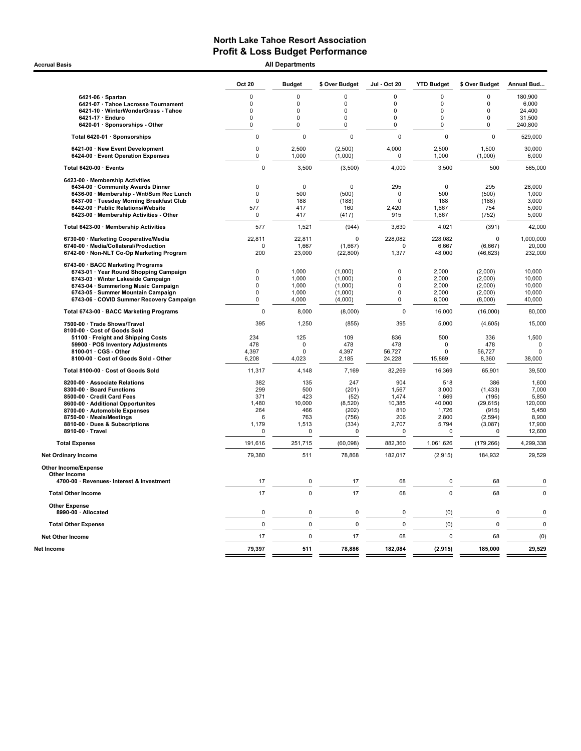# North Lake Tahoe Resort Association
## Profit & Loss Budget Performance

**Accrual Basis** — **All Departments**

| | Oct 20 | Budget | $ Over Budget | Jul - Oct 20 | YTD Budget | $ Over Budget | Annual Bud... |
|---|---|---|---|---|---|---|---|
| 6421-06 · Spartan | 0 | 0 | 0 | 0 | 0 | 0 | 180,900 |
| 6421-07 · Tahoe Lacrosse Tournament | 0 | 0 | 0 | 0 | 0 | 0 | 6,000 |
| 6421-10 · WinterWonderGrass - Tahoe | 0 | 0 | 0 | 0 | 0 | 0 | 24,400 |
| 6421-17 · Enduro | 0 | 0 | 0 | 0 | 0 | 0 | 31,500 |
| 6420-01 · Sponsorships - Other | 0 | 0 | 0 | 0 | 0 | 0 | 240,800 |
| **Total 6420-01 · Sponsorships** | 0 | 0 | 0 | 0 | 0 | 0 | 529,000 |
| 6421-00 · New Event Development | 0 | 2,500 | (2,500) | 4,000 | 2,500 | 1,500 | 30,000 |
| 6424-00 · Event Operation Expenses | 0 | 1,000 | (1,000) | 0 | 1,000 | (1,000) | 6,000 |
| **Total 6420-00 · Events** | 0 | 3,500 | (3,500) | 4,000 | 3,500 | 500 | 565,000 |
| 6423-00 · Membership Activities | | | | | | | |
| 6434-00 · Community Awards Dinner | 0 | 0 | 0 | 295 | 0 | 295 | 28,000 |
| 6436-00 · Membership - Wnt/Sum Rec Lunch | 0 | 500 | (500) | 0 | 500 | (500) | 1,000 |
| 6437-00 · Tuesday Morning Breakfast Club | 0 | 188 | (188) | 0 | 188 | (188) | 3,000 |
| 6442-00 · Public Relations/Website | 577 | 417 | 160 | 2,420 | 1,667 | 754 | 5,000 |
| 6423-00 · Membership Activities - Other | 0 | 417 | (417) | 915 | 1,667 | (752) | 5,000 |
| **Total 6423-00 · Membership Activities** | 577 | 1,521 | (944) | 3,630 | 4,021 | (391) | 42,000 |
| 6730-00 · Marketing Cooperative/Media | 22,811 | 22,811 | 0 | 228,082 | 228,082 | 0 | 1,000,000 |
| 6740-00 · Media/Collateral/Production | 0 | 1,667 | (1,667) | 0 | 6,667 | (6,667) | 20,000 |
| 6742-00 · Non-NLT Co-Op Marketing Program | 200 | 23,000 | (22,800) | 1,377 | 48,000 | (46,623) | 232,000 |
| 6743-00 · BACC Marketing Programs | | | | | | | |
| 6743-01 · Year Round Shopping Campaign | 0 | 1,000 | (1,000) | 0 | 2,000 | (2,000) | 10,000 |
| 6743-03 · Winter Lakeside Campaign | 0 | 1,000 | (1,000) | 0 | 2,000 | (2,000) | 10,000 |
| 6743-04 · Summerlong Music Campaign | 0 | 1,000 | (1,000) | 0 | 2,000 | (2,000) | 10,000 |
| 6743-05 · Summer Mountain Campaign | 0 | 1,000 | (1,000) | 0 | 2,000 | (2,000) | 10,000 |
| 6743-06 · COVID Summer Recovery Campaign | 0 | 4,000 | (4,000) | 0 | 8,000 | (8,000) | 40,000 |
| **Total 6743-00 · BACC Marketing Programs** | 0 | 8,000 | (8,000) | 0 | 16,000 | (16,000) | 80,000 |
| 7500-00 · Trade Shows/Travel | 395 | 1,250 | (855) | 395 | 5,000 | (4,605) | 15,000 |
| 8100-00 · Cost of Goods Sold | | | | | | | |
| 51100 · Freight and Shipping Costs | 234 | 125 | 109 | 836 | 500 | 336 | 1,500 |
| 59900 · POS Inventory Adjustments | 478 | 0 | 478 | 478 | 0 | 478 | 0 |
| 8100-01 · CGS - Other | 4,397 | 0 | 4,397 | 56,727 | 0 | 56,727 | 0 |
| 8100-00 · Cost of Goods Sold - Other | 6,208 | 4,023 | 2,185 | 24,228 | 15,869 | 8,360 | 38,000 |
| **Total 8100-00 · Cost of Goods Sold** | 11,317 | 4,148 | 7,169 | 82,269 | 16,369 | 65,901 | 39,500 |
| 8200-00 · Associate Relations | 382 | 135 | 247 | 904 | 518 | 386 | 1,600 |
| 8300-00 · Board Functions | 299 | 500 | (201) | 1,567 | 3,000 | (1,433) | 7,000 |
| 8500-00 · Credit Card Fees | 371 | 423 | (52) | 1,474 | 1,669 | (195) | 5,850 |
| 8600-00 · Additional Opportunites | 1,480 | 10,000 | (8,520) | 10,385 | 40,000 | (29,615) | 120,000 |
| 8700-00 · Automobile Expenses | 264 | 466 | (202) | 810 | 1,726 | (915) | 5,450 |
| 8750-00 · Meals/Meetings | 6 | 763 | (756) | 206 | 2,800 | (2,594) | 8,900 |
| 8810-00 · Dues & Subscriptions | 1,179 | 1,513 | (334) | 2,707 | 5,794 | (3,087) | 17,900 |
| 8910-00 · Travel | 0 | 0 | 0 | 0 | 0 | 0 | 12,600 |
| **Total Expense** | 191,616 | 251,715 | (60,098) | 882,360 | 1,061,626 | (179,266) | 4,299,338 |
| **Net Ordinary Income** | 79,380 | 511 | 78,868 | 182,017 | (2,915) | 184,932 | 29,529 |
| **Other Income/Expense** | | | | | | | |
| **Other Income** | | | | | | | |
| 4700-00 · Revenues- Interest & Investment | 17 | 0 | 17 | 68 | 0 | 68 | 0 |
| **Total Other Income** | 17 | 0 | 17 | 68 | 0 | 68 | 0 |
| **Other Expense** | | | | | | | |
| 8990-00 · Allocated | 0 | 0 | 0 | 0 | (0) | 0 | 0 |
| **Total Other Expense** | 0 | 0 | 0 | 0 | (0) | 0 | 0 |
| **Net Other Income** | 17 | 0 | 17 | 68 | 0 | 68 | (0) |
| **Net Income** | **79,397** | **511** | **78,886** | **182,084** | **(2,915)** | **185,000** | **29,529** |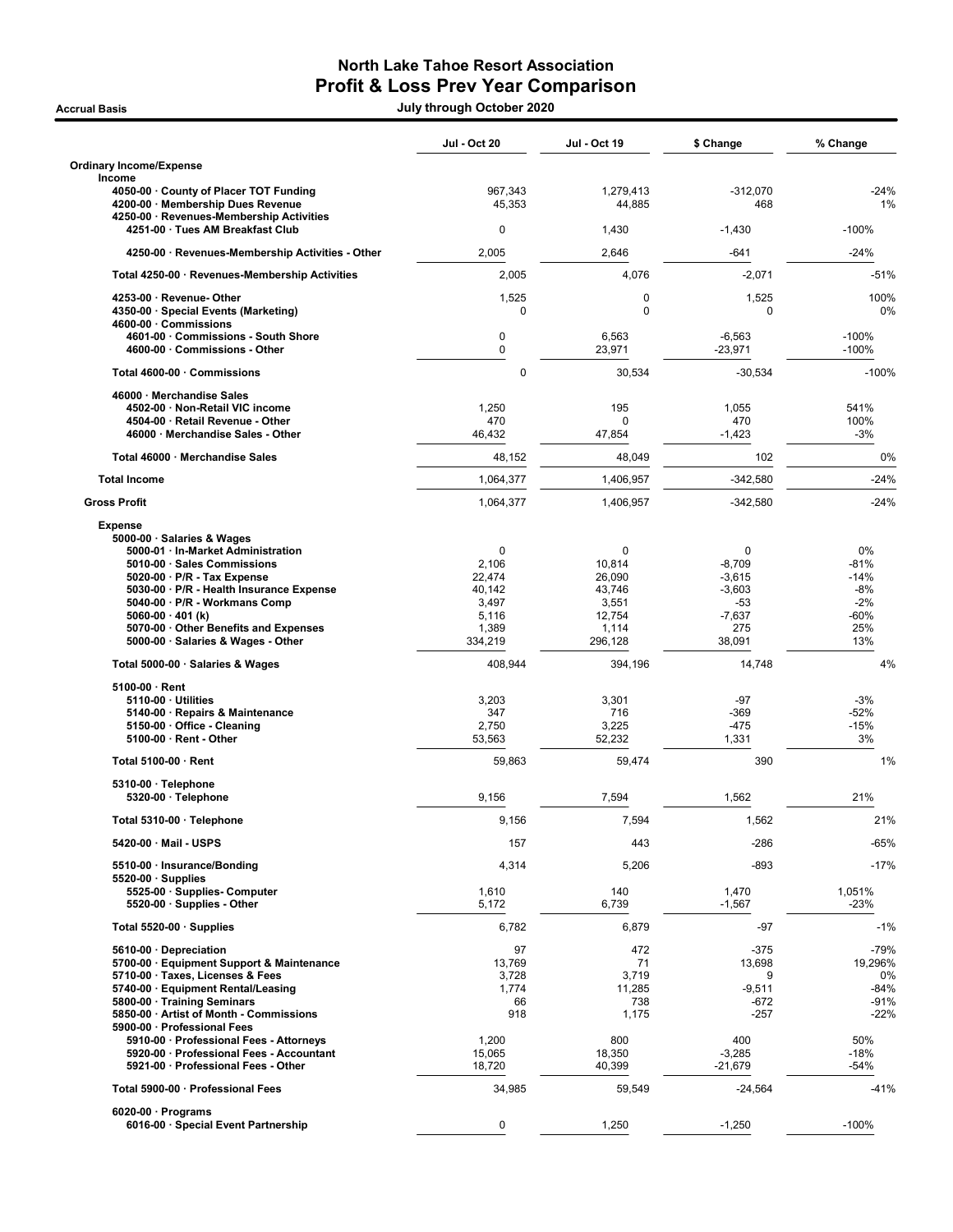# North Lake Tahoe Resort Association
## Profit & Loss Prev Year Comparison

**Accrual Basis** — July through October 2020

| | Jul - Oct 20 | Jul - Oct 19 | $ Change | % Change |
|---|---|---|---|---|
| **Ordinary Income/Expense** | | | | |
| **Income** | | | | |
| 4050-00 · County of Placer TOT Funding | 967,343 | 1,279,413 | -312,070 | -24% |
| 4200-00 · Membership Dues Revenue | 45,353 | 44,885 | 468 | 1% |
| 4250-00 · Revenues-Membership Activities | | | | |
| 4251-00 · Tues AM Breakfast Club | 0 | 1,430 | -1,430 | -100% |
| 4250-00 · Revenues-Membership Activities - Other | 2,005 | 2,646 | -641 | -24% |
| Total 4250-00 · Revenues-Membership Activities | 2,005 | 4,076 | -2,071 | -51% |
| 4253-00 · Revenue- Other | 1,525 | 0 | 1,525 | 100% |
| 4350-00 · Special Events (Marketing) | 0 | 0 | 0 | 0% |
| 4600-00 · Commissions | | | | |
| 4601-00 · Commissions - South Shore | 0 | 6,563 | -6,563 | -100% |
| 4600-00 · Commissions - Other | 0 | 23,971 | -23,971 | -100% |
| Total 4600-00 · Commissions | 0 | 30,534 | -30,534 | -100% |
| 46000 · Merchandise Sales | | | | |
| 4502-00 · Non-Retail VIC income | 1,250 | 195 | 1,055 | 541% |
| 4504-00 · Retail Revenue - Other | 470 | 0 | 470 | 100% |
| 46000 · Merchandise Sales - Other | 46,432 | 47,854 | -1,423 | -3% |
| Total 46000 · Merchandise Sales | 48,152 | 48,049 | 102 | 0% |
| **Total Income** | 1,064,377 | 1,406,957 | -342,580 | -24% |
| **Gross Profit** | 1,064,377 | 1,406,957 | -342,580 | -24% |
| **Expense** | | | | |
| 5000-00 · Salaries & Wages | | | | |
| 5000-01 · In-Market Administration | 0 | 0 | 0 | 0% |
| 5010-00 · Sales Commissions | 2,106 | 10,814 | -8,709 | -81% |
| 5020-00 · P/R - Tax Expense | 22,474 | 26,090 | -3,615 | -14% |
| 5030-00 · P/R - Health Insurance Expense | 40,142 | 43,746 | -3,603 | -8% |
| 5040-00 · P/R - Workmans Comp | 3,497 | 3,551 | -53 | -2% |
| 5060-00 · 401 (k) | 5,116 | 12,754 | -7,637 | -60% |
| 5070-00 · Other Benefits and Expenses | 1,389 | 1,114 | 275 | 25% |
| 5000-00 · Salaries & Wages - Other | 334,219 | 296,128 | 38,091 | 13% |
| Total 5000-00 · Salaries & Wages | 408,944 | 394,196 | 14,748 | 4% |
| 5100-00 · Rent | | | | |
| 5110-00 · Utilities | 3,203 | 3,301 | -97 | -3% |
| 5140-00 · Repairs & Maintenance | 347 | 716 | -369 | -52% |
| 5150-00 · Office - Cleaning | 2,750 | 3,225 | -475 | -15% |
| 5100-00 · Rent - Other | 53,563 | 52,232 | 1,331 | 3% |
| Total 5100-00 · Rent | 59,863 | 59,474 | 390 | 1% |
| 5310-00 · Telephone | | | | |
| 5320-00 · Telephone | 9,156 | 7,594 | 1,562 | 21% |
| Total 5310-00 · Telephone | 9,156 | 7,594 | 1,562 | 21% |
| 5420-00 · Mail - USPS | 157 | 443 | -286 | -65% |
| 5510-00 · Insurance/Bonding | 4,314 | 5,206 | -893 | -17% |
| 5520-00 · Supplies | | | | |
| 5525-00 · Supplies- Computer | 1,610 | 140 | 1,470 | 1,051% |
| 5520-00 · Supplies - Other | 5,172 | 6,739 | -1,567 | -23% |
| Total 5520-00 · Supplies | 6,782 | 6,879 | -97 | -1% |
| 5610-00 · Depreciation | 97 | 472 | -375 | -79% |
| 5700-00 · Equipment Support & Maintenance | 13,769 | 71 | 13,698 | 19,296% |
| 5710-00 · Taxes, Licenses & Fees | 3,728 | 3,719 | 9 | 0% |
| 5740-00 · Equipment Rental/Leasing | 1,774 | 11,285 | -9,511 | -84% |
| 5800-00 · Training Seminars | 66 | 738 | -672 | -91% |
| 5850-00 · Artist of Month - Commissions | 918 | 1,175 | -257 | -22% |
| 5900-00 · Professional Fees | | | | |
| 5910-00 · Professional Fees - Attorneys | 1,200 | 800 | 400 | 50% |
| 5920-00 · Professional Fees - Accountant | 15,065 | 18,350 | -3,285 | -18% |
| 5921-00 · Professional Fees - Other | 18,720 | 40,399 | -21,679 | -54% |
| Total 5900-00 · Professional Fees | 34,985 | 59,549 | -24,564 | -41% |
| 6020-00 · Programs | | | | |
| 6016-00 · Special Event Partnership | 0 | 1,250 | -1,250 | -100% |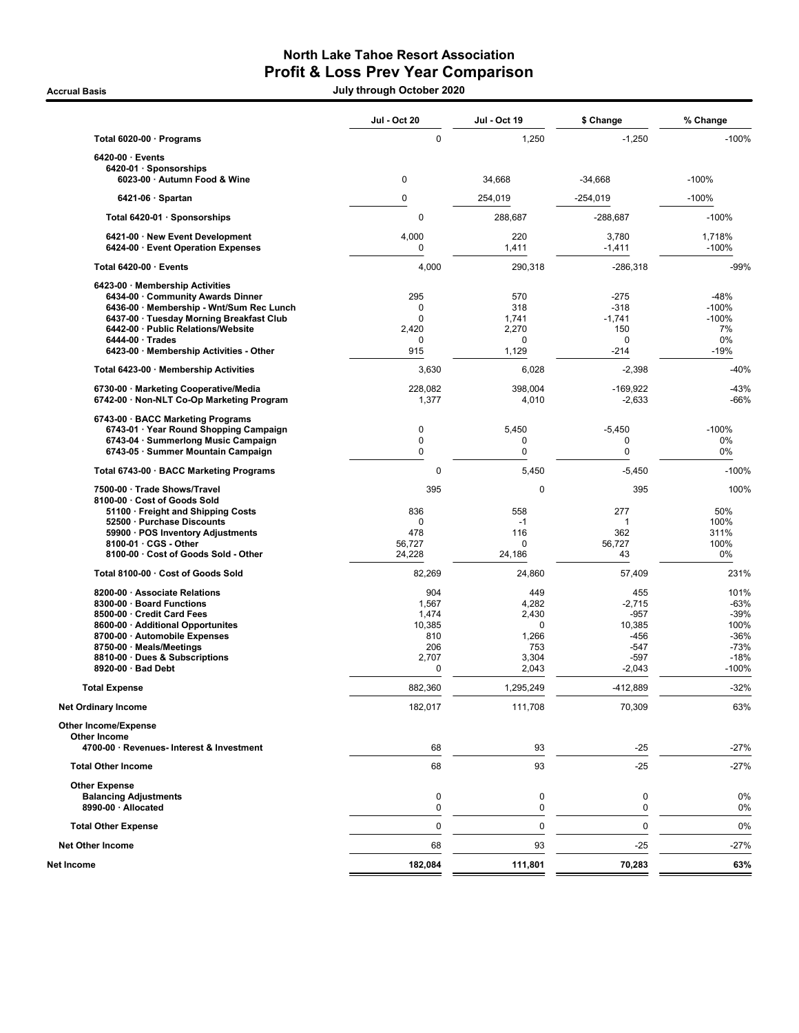# North Lake Tahoe Resort Association
## Profit & Loss Prev Year Comparison

**Accrual Basis** — **July through October 2020**

| | Jul - Oct 20 | Jul - Oct 19 | $ Change | % Change |
|---|---|---|---|---|
| **Total 6020-00 · Programs** | 0 | 1,250 | -1,250 | -100% |
| **6420-00 · Events** | | | | |
| **6420-01 · Sponsorships** | | | | |
| **6023-00 · Autumn Food & Wine** | 0 | 34,668 | -34,668 | -100% |
| **6421-06 · Spartan** | 0 | 254,019 | -254,019 | -100% |
| **Total 6420-01 · Sponsorships** | 0 | 288,687 | -288,687 | -100% |
| **6421-00 · New Event Development** | 4,000 | 220 | 3,780 | 1,718% |
| **6424-00 · Event Operation Expenses** | 0 | 1,411 | -1,411 | -100% |
| **Total 6420-00 · Events** | 4,000 | 290,318 | -286,318 | -99% |
| **6423-00 · Membership Activities** | | | | |
| **6434-00 · Community Awards Dinner** | 295 | 570 | -275 | -48% |
| **6436-00 · Membership - Wnt/Sum Rec Lunch** | 0 | 318 | -318 | -100% |
| **6437-00 · Tuesday Morning Breakfast Club** | 0 | 1,741 | -1,741 | -100% |
| **6442-00 · Public Relations/Website** | 2,420 | 2,270 | 150 | 7% |
| **6444-00 · Trades** | 0 | 0 | 0 | 0% |
| **6423-00 · Membership Activities - Other** | 915 | 1,129 | -214 | -19% |
| **Total 6423-00 · Membership Activities** | 3,630 | 6,028 | -2,398 | -40% |
| **6730-00 · Marketing Cooperative/Media** | 228,082 | 398,004 | -169,922 | -43% |
| **6742-00 · Non-NLT Co-Op Marketing Program** | 1,377 | 4,010 | -2,633 | -66% |
| **6743-00 · BACC Marketing Programs** | | | | |
| **6743-01 · Year Round Shopping Campaign** | 0 | 5,450 | -5,450 | -100% |
| **6743-04 · Summerlong Music Campaign** | 0 | 0 | 0 | 0% |
| **6743-05 · Summer Mountain Campaign** | 0 | 0 | 0 | 0% |
| **Total 6743-00 · BACC Marketing Programs** | 0 | 5,450 | -5,450 | -100% |
| **7500-00 · Trade Shows/Travel** | 395 | 0 | 395 | 100% |
| **8100-00 · Cost of Goods Sold** | | | | |
| **51100 · Freight and Shipping Costs** | 836 | 558 | 277 | 50% |
| **52500 · Purchase Discounts** | 0 | -1 | 1 | 100% |
| **59900 · POS Inventory Adjustments** | 478 | 116 | 362 | 311% |
| **8100-01 · CGS - Other** | 56,727 | 0 | 56,727 | 100% |
| **8100-00 · Cost of Goods Sold - Other** | 24,228 | 24,186 | 43 | 0% |
| **Total 8100-00 · Cost of Goods Sold** | 82,269 | 24,860 | 57,409 | 231% |
| **8200-00 · Associate Relations** | 904 | 449 | 455 | 101% |
| **8300-00 · Board Functions** | 1,567 | 4,282 | -2,715 | -63% |
| **8500-00 · Credit Card Fees** | 1,474 | 2,430 | -957 | -39% |
| **8600-00 · Additional Opportunites** | 10,385 | 0 | 10,385 | 100% |
| **8700-00 · Automobile Expenses** | 810 | 1,266 | -456 | -36% |
| **8750-00 · Meals/Meetings** | 206 | 753 | -547 | -73% |
| **8810-00 · Dues & Subscriptions** | 2,707 | 3,304 | -597 | -18% |
| **8920-00 · Bad Debt** | 0 | 2,043 | -2,043 | -100% |
| **Total Expense** | 882,360 | 1,295,249 | -412,889 | -32% |
| **Net Ordinary Income** | 182,017 | 111,708 | 70,309 | 63% |
| **Other Income/Expense** | | | | |
| **Other Income** | | | | |
| **4700-00 · Revenues- Interest & Investment** | 68 | 93 | -25 | -27% |
| **Total Other Income** | 68 | 93 | -25 | -27% |
| **Other Expense** | | | | |
| **Balancing Adjustments** | 0 | 0 | 0 | 0% |
| **8990-00 · Allocated** | 0 | 0 | 0 | 0% |
| **Total Other Expense** | 0 | 0 | 0 | 0% |
| **Net Other Income** | 68 | 93 | -25 | -27% |
| **Net Income** | **182,084** | **111,801** | **70,283** | **63%** |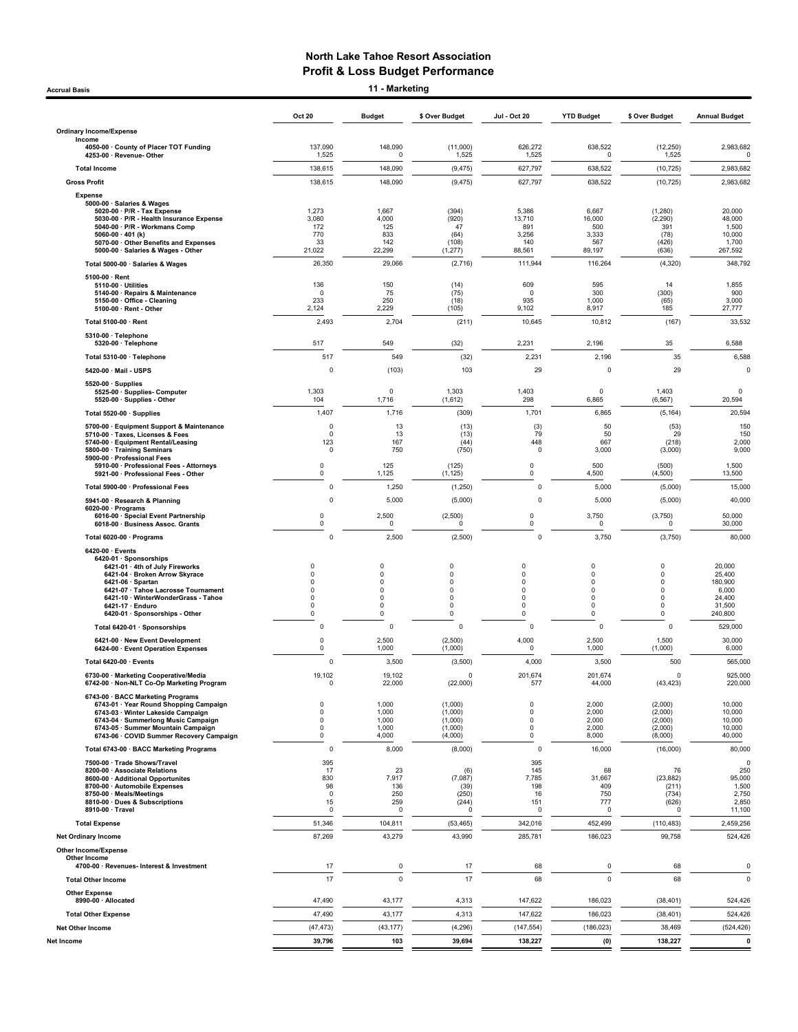# North Lake Tahoe Resort Association
## Profit & Loss Budget Performance
### 11 - Marketing

Accrual Basis

| | Oct 20 | Budget | $ Over Budget | Jul - Oct 20 | YTD Budget | $ Over Budget | Annual Budget |
|---|---|---|---|---|---|---|---|
| **Ordinary Income/Expense** | | | | | | | |
| Income | | | | | | | |
| 4050-00 · County of Placer TOT Funding | 137,090 | 148,090 | (11,000) | 626,272 | 638,522 | (12,250) | 2,983,682 |
| 4253-00 · Revenue- Other | 1,525 | 0 | 1,525 | 1,525 | 0 | 1,525 | 0 |
| **Total Income** | 138,615 | 148,090 | (9,475) | 627,797 | 638,522 | (10,725) | 2,983,682 |
| **Gross Profit** | 138,615 | 148,090 | (9,475) | 627,797 | 638,522 | (10,725) | 2,983,682 |
| Expense | | | | | | | |
| 5000-00 · Salaries & Wages | | | | | | | |
| 5020-00 · P/R - Tax Expense | 1,273 | 1,667 | (394) | 5,386 | 6,667 | (1,280) | 20,000 |
| 5030-00 · P/R - Health Insurance Expense | 3,080 | 4,000 | (920) | 13,710 | 16,000 | (2,290) | 48,000 |
| 5040-00 · P/R - Workmans Comp | 172 | 125 | 47 | 891 | 500 | 391 | 1,500 |
| 5060-00 · 401 (k) | 770 | 833 | (64) | 3,256 | 3,333 | (78) | 10,000 |
| 5070-00 · Other Benefits and Expenses | 33 | 142 | (108) | 140 | 567 | (426) | 1,700 |
| 5000-00 · Salaries & Wages - Other | 21,022 | 22,299 | (1,277) | 88,561 | 89,197 | (636) | 267,592 |
| Total 5000-00 · Salaries & Wages | 26,350 | 29,066 | (2,716) | 111,944 | 116,264 | (4,320) | 348,792 |
| 5100-00 · Rent | | | | | | | |
| 5110-00 · Utilities | 136 | 150 | (14) | 609 | 595 | 14 | 1,855 |
| 5140-00 · Repairs & Maintenance | 0 | 75 | (75) | 0 | 300 | (300) | 900 |
| 5150-00 · Office - Cleaning | 233 | 250 | (18) | 935 | 1,000 | (65) | 3,000 |
| 5100-00 · Rent - Other | 2,124 | 2,229 | (105) | 9,102 | 8,917 | 185 | 27,777 |
| Total 5100-00 · Rent | 2,493 | 2,704 | (211) | 10,645 | 10,812 | (167) | 33,532 |
| 5310-00 · Telephone | | | | | | | |
| 5320-00 · Telephone | 517 | 549 | (32) | 2,231 | 2,196 | 35 | 6,588 |
| Total 5310-00 · Telephone | 517 | 549 | (32) | 2,231 | 2,196 | 35 | 6,588 |
| 5420-00 · Mail - USPS | 0 | (103) | 103 | 29 | 0 | 29 | 0 |
| 5520-00 · Supplies | | | | | | | |
| 5525-00 · Supplies- Computer | 1,303 | 0 | 1,303 | 1,403 | 0 | 1,403 | 0 |
| 5520-00 · Supplies - Other | 104 | 1,716 | (1,612) | 298 | 6,865 | (6,567) | 20,594 |
| Total 5520-00 · Supplies | 1,407 | 1,716 | (309) | 1,701 | 6,865 | (5,164) | 20,594 |
| 5700-00 · Equipment Support & Maintenance | 0 | 13 | (13) | (3) | 50 | (53) | 150 |
| 5710-00 · Taxes, Licenses & Fees | 0 | 13 | (13) | 79 | 50 | 29 | 150 |
| 5740-00 · Equipment Rental/Leasing | 123 | 167 | (44) | 448 | 667 | (218) | 2,000 |
| 5800-00 · Training Seminars | 0 | 750 | (750) | 0 | 3,000 | (3,000) | 9,000 |
| 5900-00 · Professional Fees | | | | | | | |
| 5910-00 · Professional Fees - Attorneys | 0 | 125 | (125) | 0 | 500 | (500) | 1,500 |
| 5921-00 · Professional Fees - Other | 0 | 1,125 | (1,125) | 0 | 4,500 | (4,500) | 13,500 |
| Total 5900-00 · Professional Fees | 0 | 1,250 | (1,250) | 0 | 5,000 | (5,000) | 15,000 |
| 5941-00 · Research & Planning | 0 | 5,000 | (5,000) | 0 | 5,000 | (5,000) | 40,000 |
| 6020-00 · Programs | | | | | | | |
| 6016-00 · Special Event Partnership | 0 | 2,500 | (2,500) | 0 | 3,750 | (3,750) | 50,000 |
| 6018-00 · Business Assoc. Grants | 0 | 0 | 0 | 0 | 0 | 0 | 30,000 |
| Total 6020-00 · Programs | 0 | 2,500 | (2,500) | 0 | 3,750 | (3,750) | 80,000 |
| 6420-00 · Events | | | | | | | |
| 6420-01 · Sponsorships | | | | | | | |
| 6421-01 · 4th of July Fireworks | 0 | 0 | 0 | 0 | 0 | 0 | 20,000 |
| 6421-04 · Broken Arrow Skyrace | 0 | 0 | 0 | 0 | 0 | 0 | 25,400 |
| 6421-06 · Spartan | 0 | 0 | 0 | 0 | 0 | 0 | 180,900 |
| 6421-07 · Tahoe Lacrosse Tournament | 0 | 0 | 0 | 0 | 0 | 0 | 6,000 |
| 6421-10 · WinterWonderGrass - Tahoe | 0 | 0 | 0 | 0 | 0 | 0 | 24,400 |
| 6421-17 · Enduro | 0 | 0 | 0 | 0 | 0 | 0 | 31,500 |
| 6420-01 · Sponsorships - Other | 0 | 0 | 0 | 0 | 0 | 0 | 240,800 |
| Total 6420-01 · Sponsorships | 0 | 0 | 0 | 0 | 0 | 0 | 529,000 |
| 6421-00 · New Event Development | 0 | 2,500 | (2,500) | 4,000 | 2,500 | 1,500 | 30,000 |
| 6424-00 · Event Operation Expenses | 0 | 1,000 | (1,000) | 0 | 1,000 | (1,000) | 6,000 |
| Total 6420-00 · Events | 0 | 3,500 | (3,500) | 4,000 | 3,500 | 500 | 565,000 |
| 6730-00 · Marketing Cooperative/Media | 19,102 | 19,102 | 0 | 201,674 | 201,674 | 0 | 925,000 |
| 6742-00 · Non-NLT Co-Op Marketing Program | 0 | 22,000 | (22,000) | 577 | 44,000 | (43,423) | 220,000 |
| 6743-00 · BACC Marketing Programs | | | | | | | |
| 6743-01 · Year Round Shopping Campaign | 0 | 1,000 | (1,000) | 0 | 2,000 | (2,000) | 10,000 |
| 6743-03 · Winter Lakeside Campaign | 0 | 1,000 | (1,000) | 0 | 2,000 | (2,000) | 10,000 |
| 6743-04 · Summerlong Music Campaign | 0 | 1,000 | (1,000) | 0 | 2,000 | (2,000) | 10,000 |
| 6743-05 · Summer Mountain Campaign | 0 | 1,000 | (1,000) | 0 | 2,000 | (2,000) | 10,000 |
| 6743-06 · COVID Summer Recovery Campaign | 0 | 4,000 | (4,000) | 0 | 8,000 | (8,000) | 40,000 |
| Total 6743-00 · BACC Marketing Programs | 0 | 8,000 | (8,000) | 0 | 16,000 | (16,000) | 80,000 |
| 7500-00 · Trade Shows/Travel | 395 | | | 395 | | | 0 |
| 8200-00 · Associate Relations | 17 | 23 | (6) | 145 | 68 | 76 | 250 |
| 8600-00 · Additional Opportunites | 830 | 7,917 | (7,087) | 7,785 | 31,667 | (23,882) | 95,000 |
| 8700-00 · Automobile Expenses | 98 | 136 | (39) | 198 | 409 | (211) | 1,500 |
| 8750-00 · Meals/Meetings | 0 | 250 | (250) | 16 | 750 | (734) | 2,750 |
| 8810-00 · Dues & Subscriptions | 15 | 259 | (244) | 151 | 777 | (626) | 2,850 |
| 8910-00 · Travel | 0 | 0 | 0 | 0 | 0 | 0 | 11,100 |
| **Total Expense** | 51,346 | 104,811 | (53,465) | 342,016 | 452,499 | (110,483) | 2,459,256 |
| **Net Ordinary Income** | 87,269 | 43,279 | 43,990 | 285,781 | 186,023 | 99,758 | 524,426 |
| **Other Income/Expense** | | | | | | | |
| Other Income | | | | | | | |
| 4700-00 · Revenues- Interest & Investment | 17 | 0 | 17 | 68 | 0 | 68 | 0 |
| **Total Other Income** | 17 | 0 | 17 | 68 | 0 | 68 | 0 |
| Other Expense | | | | | | | |
| 8990-00 · Allocated | 47,490 | 43,177 | 4,313 | 147,622 | 186,023 | (38,401) | 524,426 |
| **Total Other Expense** | 47,490 | 43,177 | 4,313 | 147,622 | 186,023 | (38,401) | 524,426 |
| **Net Other Income** | (47,473) | (43,177) | (4,296) | (147,554) | (186,023) | 38,469 | (524,426) |
| **Net Income** | 39,796 | 103 | 39,694 | 138,227 | (0) | 138,227 | 0 |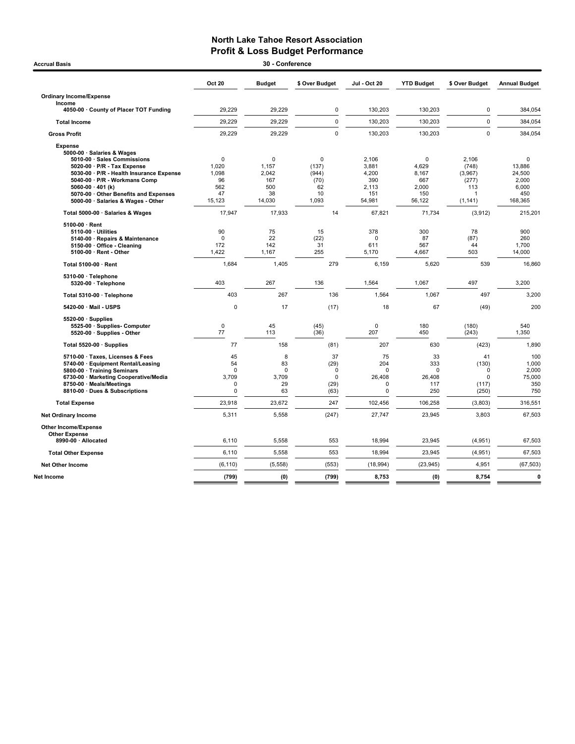# North Lake Tahoe Resort Association
## Profit & Loss Budget Performance

**Accrual Basis** — **30 - Conference**

| | Oct 20 | Budget | $ Over Budget | Jul - Oct 20 | YTD Budget | $ Over Budget | Annual Budget |
|---|---|---|---|---|---|---|---|
| **Ordinary Income/Expense** | | | | | | | |
| **Income** | | | | | | | |
| 4050-00 · County of Placer TOT Funding | 29,229 | 29,229 | 0 | 130,203 | 130,203 | 0 | 384,054 |
| **Total Income** | 29,229 | 29,229 | 0 | 130,203 | 130,203 | 0 | 384,054 |
| **Gross Profit** | 29,229 | 29,229 | 0 | 130,203 | 130,203 | 0 | 384,054 |
| **Expense** | | | | | | | |
| 5000-00 · Salaries & Wages | | | | | | | |
| 5010-00 · Sales Commissions | 0 | 0 | 0 | 2,106 | 0 | 2,106 | 0 |
| 5020-00 · P/R - Tax Expense | 1,020 | 1,157 | (137) | 3,881 | 4,629 | (748) | 13,886 |
| 5030-00 · P/R - Health Insurance Expense | 1,098 | 2,042 | (944) | 4,200 | 8,167 | (3,967) | 24,500 |
| 5040-00 · P/R - Workmans Comp | 96 | 167 | (70) | 390 | 667 | (277) | 2,000 |
| 5060-00 · 401 (k) | 562 | 500 | 62 | 2,113 | 2,000 | 113 | 6,000 |
| 5070-00 · Other Benefits and Expenses | 47 | 38 | 10 | 151 | 150 | 1 | 450 |
| 5000-00 · Salaries & Wages - Other | 15,123 | 14,030 | 1,093 | 54,981 | 56,122 | (1,141) | 168,365 |
| **Total 5000-00 · Salaries & Wages** | 17,947 | 17,933 | 14 | 67,821 | 71,734 | (3,912) | 215,201 |
| 5100-00 · Rent | | | | | | | |
| 5110-00 · Utilities | 90 | 75 | 15 | 378 | 300 | 78 | 900 |
| 5140-00 · Repairs & Maintenance | 0 | 22 | (22) | 0 | 87 | (87) | 260 |
| 5150-00 · Office - Cleaning | 172 | 142 | 31 | 611 | 567 | 44 | 1,700 |
| 5100-00 · Rent - Other | 1,422 | 1,167 | 255 | 5,170 | 4,667 | 503 | 14,000 |
| **Total 5100-00 · Rent** | 1,684 | 1,405 | 279 | 6,159 | 5,620 | 539 | 16,860 |
| 5310-00 · Telephone | | | | | | | |
| 5320-00 · Telephone | 403 | 267 | 136 | 1,564 | 1,067 | 497 | 3,200 |
| **Total 5310-00 · Telephone** | 403 | 267 | 136 | 1,564 | 1,067 | 497 | 3,200 |
| 5420-00 · Mail - USPS | 0 | 17 | (17) | 18 | 67 | (49) | 200 |
| 5520-00 · Supplies | | | | | | | |
| 5525-00 · Supplies- Computer | 0 | 45 | (45) | 0 | 180 | (180) | 540 |
| 5520-00 · Supplies - Other | 77 | 113 | (36) | 207 | 450 | (243) | 1,350 |
| **Total 5520-00 · Supplies** | 77 | 158 | (81) | 207 | 630 | (423) | 1,890 |
| 5710-00 · Taxes, Licenses & Fees | 45 | 8 | 37 | 75 | 33 | 41 | 100 |
| 5740-00 · Equipment Rental/Leasing | 54 | 83 | (29) | 204 | 333 | (130) | 1,000 |
| 5800-00 · Training Seminars | 0 | 0 | 0 | 0 | 0 | 0 | 2,000 |
| 6730-00 · Marketing Cooperative/Media | 3,709 | 3,709 | 0 | 26,408 | 26,408 | 0 | 75,000 |
| 8750-00 · Meals/Meetings | 0 | 29 | (29) | 0 | 117 | (117) | 350 |
| 8810-00 · Dues & Subscriptions | 0 | 63 | (63) | 0 | 250 | (250) | 750 |
| **Total Expense** | 23,918 | 23,672 | 247 | 102,456 | 106,258 | (3,803) | 316,551 |
| **Net Ordinary Income** | 5,311 | 5,558 | (247) | 27,747 | 23,945 | 3,803 | 67,503 |
| **Other Income/Expense** | | | | | | | |
| **Other Expense** | | | | | | | |
| 8990-00 · Allocated | 6,110 | 5,558 | 553 | 18,994 | 23,945 | (4,951) | 67,503 |
| **Total Other Expense** | 6,110 | 5,558 | 553 | 18,994 | 23,945 | (4,951) | 67,503 |
| **Net Other Income** | (6,110) | (5,558) | (553) | (18,994) | (23,945) | 4,951 | (67,503) |
| **Net Income** | **(799)** | **(0)** | **(799)** | **8,753** | **(0)** | **8,754** | **0** |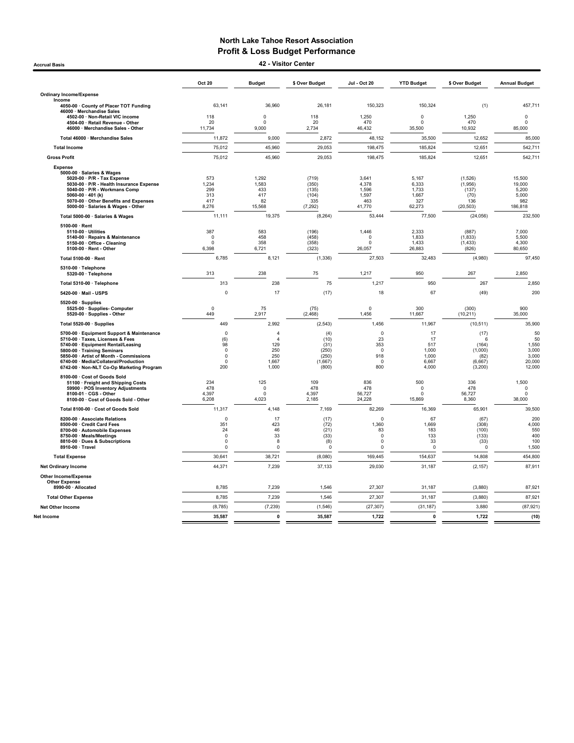# North Lake Tahoe Resort Association
## Profit & Loss Budget Performance
### 42 - Visitor Center

Accrual Basis

| | Oct 20 | Budget | $ Over Budget | Jul - Oct 20 | YTD Budget | $ Over Budget | Annual Budget |
|---|---|---|---|---|---|---|---|
| **Ordinary Income/Expense** | | | | | | | |
| **Income** | | | | | | | |
| 4050-00 · County of Placer TOT Funding | 63,141 | 36,960 | 26,181 | 150,323 | 150,324 | (1) | 457,711 |
| 46000 · Merchandise Sales | | | | | | | |
| 4502-00 · Non-Retail VIC income | 118 | 0 | 118 | 1,250 | 0 | 1,250 | 0 |
| 4504-00 · Retail Revenue - Other | 20 | 0 | 20 | 470 | 0 | 470 | 0 |
| 46000 · Merchandise Sales - Other | 11,734 | 9,000 | 2,734 | 46,432 | 35,500 | 10,932 | 85,000 |
| Total 46000 · Merchandise Sales | 11,872 | 9,000 | 2,872 | 48,152 | 35,500 | 12,652 | 85,000 |
| **Total Income** | 75,012 | 45,960 | 29,053 | 198,475 | 185,824 | 12,651 | 542,711 |
| **Gross Profit** | 75,012 | 45,960 | 29,053 | 198,475 | 185,824 | 12,651 | 542,711 |
| **Expense** | | | | | | | |
| 5000-00 · Salaries & Wages | | | | | | | |
| 5020-00 · P/R - Tax Expense | 573 | 1,292 | (719) | 3,641 | 5,167 | (1,526) | 15,500 |
| 5030-00 · P/R - Health Insurance Expense | 1,234 | 1,583 | (350) | 4,378 | 6,333 | (1,956) | 19,000 |
| 5040-00 · P/R - Workmans Comp | 299 | 433 | (135) | 1,596 | 1,733 | (137) | 5,200 |
| 5060-00 · 401 (k) | 313 | 417 | (104) | 1,597 | 1,667 | (70) | 5,000 |
| 5070-00 · Other Benefits and Expenses | 417 | 82 | 335 | 463 | 327 | 136 | 982 |
| 5000-00 · Salaries & Wages - Other | 8,276 | 15,568 | (7,292) | 41,770 | 62,273 | (20,503) | 186,818 |
| Total 5000-00 · Salaries & Wages | 11,111 | 19,375 | (8,264) | 53,444 | 77,500 | (24,056) | 232,500 |
| 5100-00 · Rent | | | | | | | |
| 5110-00 · Utilities | 387 | 583 | (196) | 1,446 | 2,333 | (887) | 7,000 |
| 5140-00 · Repairs & Maintenance | 0 | 458 | (458) | 0 | 1,833 | (1,833) | 5,500 |
| 5150-00 · Office - Cleaning | 0 | 358 | (358) | 0 | 1,433 | (1,433) | 4,300 |
| 5100-00 · Rent - Other | 6,398 | 6,721 | (323) | 26,057 | 26,883 | (826) | 80,650 |
| Total 5100-00 · Rent | 6,785 | 8,121 | (1,336) | 27,503 | 32,483 | (4,980) | 97,450 |
| 5310-00 · Telephone | | | | | | | |
| 5320-00 · Telephone | 313 | 238 | 75 | 1,217 | 950 | 267 | 2,850 |
| Total 5310-00 · Telephone | 313 | 238 | 75 | 1,217 | 950 | 267 | 2,850 |
| 5420-00 · Mail - USPS | 0 | 17 | (17) | 18 | 67 | (49) | 200 |
| 5520-00 · Supplies | | | | | | | |
| 5525-00 · Supplies- Computer | 0 | 75 | (75) | 0 | 300 | (300) | 900 |
| 5520-00 · Supplies - Other | 449 | 2,917 | (2,468) | 1,456 | 11,667 | (10,211) | 35,000 |
| Total 5520-00 · Supplies | 449 | 2,992 | (2,543) | 1,456 | 11,967 | (10,511) | 35,900 |
| 5700-00 · Equipment Support & Maintenance | 0 | 4 | (4) | 0 | 17 | (17) | 50 |
| 5710-00 · Taxes, Licenses & Fees | (6) | 4 | (10) | 23 | 17 | 6 | 50 |
| 5740-00 · Equipment Rental/Leasing | 98 | 129 | (31) | 353 | 517 | (164) | 1,550 |
| 5800-00 · Training Seminars | 0 | 250 | (250) | 0 | 1,000 | (1,000) | 3,000 |
| 5850-00 · Artist of Month - Commissions | 0 | 250 | (250) | 918 | 1,000 | (82) | 3,000 |
| 6740-00 · Media/Collateral/Production | 0 | 1,667 | (1,667) | 0 | 6,667 | (6,667) | 20,000 |
| 6742-00 · Non-NLT Co-Op Marketing Program | 200 | 1,000 | (800) | 800 | 4,000 | (3,200) | 12,000 |
| 8100-00 · Cost of Goods Sold | | | | | | | |
| 51100 · Freight and Shipping Costs | 234 | 125 | 109 | 836 | 500 | 336 | 1,500 |
| 59900 · POS Inventory Adjustments | 478 | 0 | 478 | 478 | 0 | 478 | 0 |
| 8100-01 · CGS - Other | 4,397 | 0 | 4,397 | 56,727 | 0 | 56,727 | 0 |
| 8100-00 · Cost of Goods Sold - Other | 6,208 | 4,023 | 2,185 | 24,228 | 15,869 | 8,360 | 38,000 |
| Total 8100-00 · Cost of Goods Sold | 11,317 | 4,148 | 7,169 | 82,269 | 16,369 | 65,901 | 39,500 |
| 8200-00 · Associate Relations | 0 | 17 | (17) | 0 | 67 | (67) | 200 |
| 8500-00 · Credit Card Fees | 351 | 423 | (72) | 1,360 | 1,669 | (308) | 4,000 |
| 8700-00 · Automobile Expenses | 24 | 46 | (21) | 83 | 183 | (100) | 550 |
| 8750-00 · Meals/Meetings | 0 | 33 | (33) | 0 | 133 | (133) | 400 |
| 8810-00 · Dues & Subscriptions | 0 | 8 | (8) | 0 | 33 | (33) | 100 |
| 8910-00 · Travel | 0 | 0 | 0 | 0 | 0 | 0 | 1,500 |
| **Total Expense** | 30,641 | 38,721 | (8,080) | 169,445 | 154,637 | 14,808 | 454,800 |
| **Net Ordinary Income** | 44,371 | 7,239 | 37,133 | 29,030 | 31,187 | (2,157) | 87,911 |
| **Other Income/Expense** | | | | | | | |
| **Other Expense** | | | | | | | |
| 8990-00 · Allocated | 8,785 | 7,239 | 1,546 | 27,307 | 31,187 | (3,880) | 87,921 |
| **Total Other Expense** | 8,785 | 7,239 | 1,546 | 27,307 | 31,187 | (3,880) | 87,921 |
| **Net Other Income** | (8,785) | (7,239) | (1,546) | (27,307) | (31,187) | 3,880 | (87,921) |
| **Net Income** | **35,587** | **0** | **35,587** | **1,722** | **0** | **1,722** | **(10)** |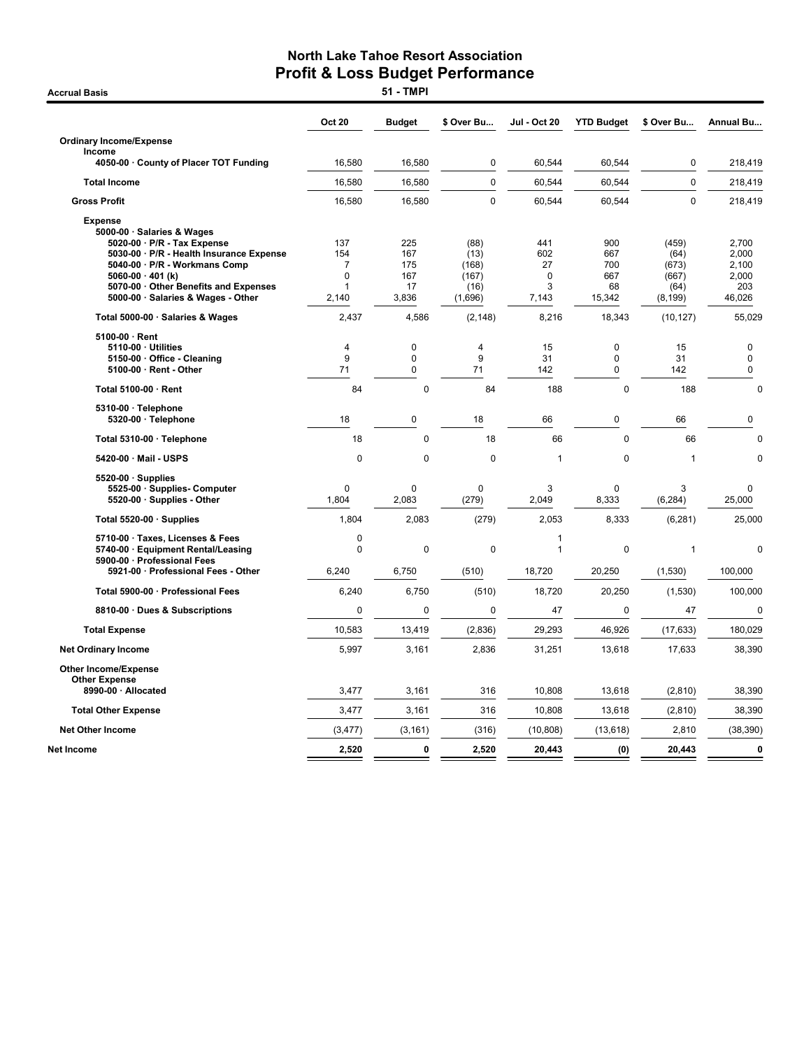# North Lake Tahoe Resort Association
## Profit & Loss Budget Performance
### 51 - TMPI

Accrual Basis

| | Oct 20 | Budget | $ Over Bu... | Jul - Oct 20 | YTD Budget | $ Over Bu... | Annual Bu... |
|---|---|---|---|---|---|---|---|
| **Ordinary Income/Expense** | | | | | | | |
| **Income** | | | | | | | |
| **4050-00 · County of Placer TOT Funding** | 16,580 | 16,580 | 0 | 60,544 | 60,544 | 0 | 218,419 |
| **Total Income** | 16,580 | 16,580 | 0 | 60,544 | 60,544 | 0 | 218,419 |
| **Gross Profit** | 16,580 | 16,580 | 0 | 60,544 | 60,544 | 0 | 218,419 |
| **Expense** | | | | | | | |
| **5000-00 · Salaries & Wages** | | | | | | | |
| **5020-00 · P/R - Tax Expense** | 137 | 225 | (88) | 441 | 900 | (459) | 2,700 |
| **5030-00 · P/R - Health Insurance Expense** | 154 | 167 | (13) | 602 | 667 | (64) | 2,000 |
| **5040-00 · P/R - Workmans Comp** | 7 | 175 | (168) | 27 | 700 | (673) | 2,100 |
| **5060-00 · 401 (k)** | 0 | 167 | (167) | 0 | 667 | (667) | 2,000 |
| **5070-00 · Other Benefits and Expenses** | 1 | 17 | (16) | 3 | 68 | (64) | 203 |
| **5000-00 · Salaries & Wages - Other** | 2,140 | 3,836 | (1,696) | 7,143 | 15,342 | (8,199) | 46,026 |
| **Total 5000-00 · Salaries & Wages** | 2,437 | 4,586 | (2,148) | 8,216 | 18,343 | (10,127) | 55,029 |
| **5100-00 · Rent** | | | | | | | |
| **5110-00 · Utilities** | 4 | 0 | 4 | 15 | 0 | 15 | 0 |
| **5150-00 · Office - Cleaning** | 9 | 0 | 9 | 31 | 0 | 31 | 0 |
| **5100-00 · Rent - Other** | 71 | 0 | 71 | 142 | 0 | 142 | 0 |
| **Total 5100-00 · Rent** | 84 | 0 | 84 | 188 | 0 | 188 | 0 |
| **5310-00 · Telephone** | | | | | | | |
| **5320-00 · Telephone** | 18 | 0 | 18 | 66 | 0 | 66 | 0 |
| **Total 5310-00 · Telephone** | 18 | 0 | 18 | 66 | 0 | 66 | 0 |
| **5420-00 · Mail - USPS** | 0 | 0 | 0 | 1 | 0 | 1 | 0 |
| **5520-00 · Supplies** | | | | | | | |
| **5525-00 · Supplies- Computer** | 0 | 0 | 0 | 3 | 0 | 3 | 0 |
| **5520-00 · Supplies - Other** | 1,804 | 2,083 | (279) | 2,049 | 8,333 | (6,284) | 25,000 |
| **Total 5520-00 · Supplies** | 1,804 | 2,083 | (279) | 2,053 | 8,333 | (6,281) | 25,000 |
| **5710-00 · Taxes, Licenses & Fees** | 0 | | | 1 | | | |
| **5740-00 · Equipment Rental/Leasing** | 0 | 0 | 0 | 1 | 0 | 1 | 0 |
| **5900-00 · Professional Fees** | | | | | | | |
| **5921-00 · Professional Fees - Other** | 6,240 | 6,750 | (510) | 18,720 | 20,250 | (1,530) | 100,000 |
| **Total 5900-00 · Professional Fees** | 6,240 | 6,750 | (510) | 18,720 | 20,250 | (1,530) | 100,000 |
| **8810-00 · Dues & Subscriptions** | 0 | 0 | 0 | 47 | 0 | 47 | 0 |
| **Total Expense** | 10,583 | 13,419 | (2,836) | 29,293 | 46,926 | (17,633) | 180,029 |
| **Net Ordinary Income** | 5,997 | 3,161 | 2,836 | 31,251 | 13,618 | 17,633 | 38,390 |
| **Other Income/Expense** | | | | | | | |
| **Other Expense** | | | | | | | |
| **8990-00 · Allocated** | 3,477 | 3,161 | 316 | 10,808 | 13,618 | (2,810) | 38,390 |
| **Total Other Expense** | 3,477 | 3,161 | 316 | 10,808 | 13,618 | (2,810) | 38,390 |
| **Net Other Income** | (3,477) | (3,161) | (316) | (10,808) | (13,618) | 2,810 | (38,390) |
| **Net Income** | **2,520** | **0** | **2,520** | **20,443** | **(0)** | **20,443** | **0** |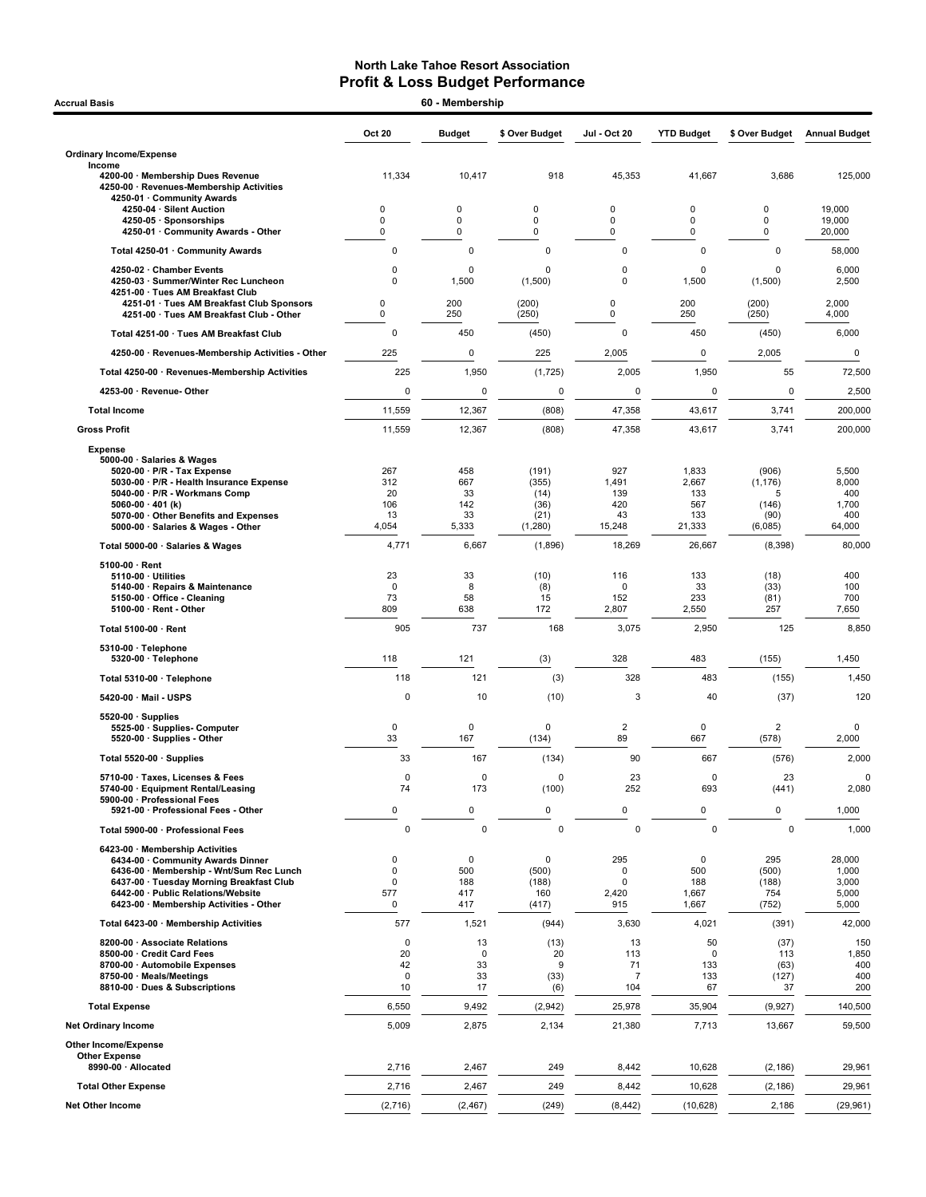# North Lake Tahoe Resort Association
## Profit & Loss Budget Performance

**Accrual Basis** — **60 - Membership**

| | Oct 20 | Budget | $ Over Budget | Jul - Oct 20 | YTD Budget | $ Over Budget | Annual Budget |
|---|---|---|---|---|---|---|---|
| **Ordinary Income/Expense** | | | | | | | |
| Income | | | | | | | |
| 4200-00 · Membership Dues Revenue | 11,334 | 10,417 | 918 | 45,353 | 41,667 | 3,686 | 125,000 |
| 4250-00 · Revenues-Membership Activities | | | | | | | |
| 4250-01 · Community Awards | | | | | | | |
| 4250-04 · Silent Auction | 0 | 0 | 0 | 0 | 0 | 0 | 19,000 |
| 4250-05 · Sponsorships | 0 | 0 | 0 | 0 | 0 | 0 | 19,000 |
| 4250-01 · Community Awards - Other | 0 | 0 | 0 | 0 | 0 | 0 | 20,000 |
| Total 4250-01 · Community Awards | 0 | 0 | 0 | 0 | 0 | 0 | 58,000 |
| 4250-02 · Chamber Events | 0 | 0 | 0 | 0 | 0 | 0 | 6,000 |
| 4250-03 · Summer/Winter Rec Luncheon | 0 | 1,500 | (1,500) | 0 | 1,500 | (1,500) | 2,500 |
| 4251-00 · Tues AM Breakfast Club | | | | | | | |
| 4251-01 · Tues AM Breakfast Club Sponsors | 0 | 200 | (200) | 0 | 200 | (200) | 2,000 |
| 4251-00 · Tues AM Breakfast Club - Other | 0 | 250 | (250) | 0 | 250 | (250) | 4,000 |
| Total 4251-00 · Tues AM Breakfast Club | 0 | 450 | (450) | 0 | 450 | (450) | 6,000 |
| 4250-00 · Revenues-Membership Activities - Other | 225 | 0 | 225 | 2,005 | 0 | 2,005 | 0 |
| Total 4250-00 · Revenues-Membership Activities | 225 | 1,950 | (1,725) | 2,005 | 1,950 | 55 | 72,500 |
| 4253-00 · Revenue- Other | 0 | 0 | 0 | 0 | 0 | 0 | 2,500 |
| **Total Income** | 11,559 | 12,367 | (808) | 47,358 | 43,617 | 3,741 | 200,000 |
| **Gross Profit** | 11,559 | 12,367 | (808) | 47,358 | 43,617 | 3,741 | 200,000 |
| Expense | | | | | | | |
| 5000-00 · Salaries & Wages | | | | | | | |
| 5020-00 · P/R - Tax Expense | 267 | 458 | (191) | 927 | 1,833 | (906) | 5,500 |
| 5030-00 · P/R - Health Insurance Expense | 312 | 667 | (355) | 1,491 | 2,667 | (1,176) | 8,000 |
| 5040-00 · P/R - Workmans Comp | 20 | 33 | (14) | 139 | 133 | 5 | 400 |
| 5060-00 · 401 (k) | 106 | 142 | (36) | 420 | 567 | (146) | 1,700 |
| 5070-00 · Other Benefits and Expenses | 13 | 33 | (21) | 43 | 133 | (90) | 400 |
| 5000-00 · Salaries & Wages - Other | 4,054 | 5,333 | (1,280) | 15,248 | 21,333 | (6,085) | 64,000 |
| Total 5000-00 · Salaries & Wages | 4,771 | 6,667 | (1,896) | 18,269 | 26,667 | (8,398) | 80,000 |
| 5100-00 · Rent | | | | | | | |
| 5110-00 · Utilities | 23 | 33 | (10) | 116 | 133 | (18) | 400 |
| 5140-00 · Repairs & Maintenance | 0 | 8 | (8) | 0 | 33 | (33) | 100 |
| 5150-00 · Office - Cleaning | 73 | 58 | 15 | 152 | 233 | (81) | 700 |
| 5100-00 · Rent - Other | 809 | 638 | 172 | 2,807 | 2,550 | 257 | 7,650 |
| Total 5100-00 · Rent | 905 | 737 | 168 | 3,075 | 2,950 | 125 | 8,850 |
| 5310-00 · Telephone | | | | | | | |
| 5320-00 · Telephone | 118 | 121 | (3) | 328 | 483 | (155) | 1,450 |
| Total 5310-00 · Telephone | 118 | 121 | (3) | 328 | 483 | (155) | 1,450 |
| 5420-00 · Mail - USPS | 0 | 10 | (10) | 3 | 40 | (37) | 120 |
| 5520-00 · Supplies | | | | | | | |
| 5525-00 · Supplies- Computer | 0 | 0 | 0 | 2 | 0 | 2 | 0 |
| 5520-00 · Supplies - Other | 33 | 167 | (134) | 89 | 667 | (578) | 2,000 |
| Total 5520-00 · Supplies | 33 | 167 | (134) | 90 | 667 | (576) | 2,000 |
| 5710-00 · Taxes, Licenses & Fees | 0 | 0 | 0 | 23 | 0 | 23 | 0 |
| 5740-00 · Equipment Rental/Leasing | 74 | 173 | (100) | 252 | 693 | (441) | 2,080 |
| 5900-00 · Professional Fees | | | | | | | |
| 5921-00 · Professional Fees - Other | 0 | 0 | 0 | 0 | 0 | 0 | 1,000 |
| Total 5900-00 · Professional Fees | 0 | 0 | 0 | 0 | 0 | 0 | 1,000 |
| 6423-00 · Membership Activities | | | | | | | |
| 6434-00 · Community Awards Dinner | 0 | 0 | 0 | 295 | 0 | 295 | 28,000 |
| 6436-00 · Membership - Wnt/Sum Rec Lunch | 0 | 500 | (500) | 0 | 500 | (500) | 1,000 |
| 6437-00 · Tuesday Morning Breakfast Club | 0 | 188 | (188) | 0 | 188 | (188) | 3,000 |
| 6442-00 · Public Relations/Website | 577 | 417 | 160 | 2,420 | 1,667 | 754 | 5,000 |
| 6423-00 · Membership Activities - Other | 0 | 417 | (417) | 915 | 1,667 | (752) | 5,000 |
| Total 6423-00 · Membership Activities | 577 | 1,521 | (944) | 3,630 | 4,021 | (391) | 42,000 |
| 8200-00 · Associate Relations | 0 | 13 | (13) | 13 | 50 | (37) | 150 |
| 8500-00 · Credit Card Fees | 20 | 0 | 20 | 113 | 0 | 113 | 1,850 |
| 8700-00 · Automobile Expenses | 42 | 33 | 9 | 71 | 133 | (63) | 400 |
| 8750-00 · Meals/Meetings | 0 | 33 | (33) | 7 | 133 | (127) | 400 |
| 8810-00 · Dues & Subscriptions | 10 | 17 | (6) | 104 | 67 | 37 | 200 |
| **Total Expense** | 6,550 | 9,492 | (2,942) | 25,978 | 35,904 | (9,927) | 140,500 |
| **Net Ordinary Income** | 5,009 | 2,875 | 2,134 | 21,380 | 7,713 | 13,667 | 59,500 |
| **Other Income/Expense** | | | | | | | |
| Other Expense | | | | | | | |
| 8990-00 · Allocated | 2,716 | 2,467 | 249 | 8,442 | 10,628 | (2,186) | 29,961 |
| **Total Other Expense** | 2,716 | 2,467 | 249 | 8,442 | 10,628 | (2,186) | 29,961 |
| **Net Other Income** | (2,716) | (2,467) | (249) | (8,442) | (10,628) | 2,186 | (29,961) |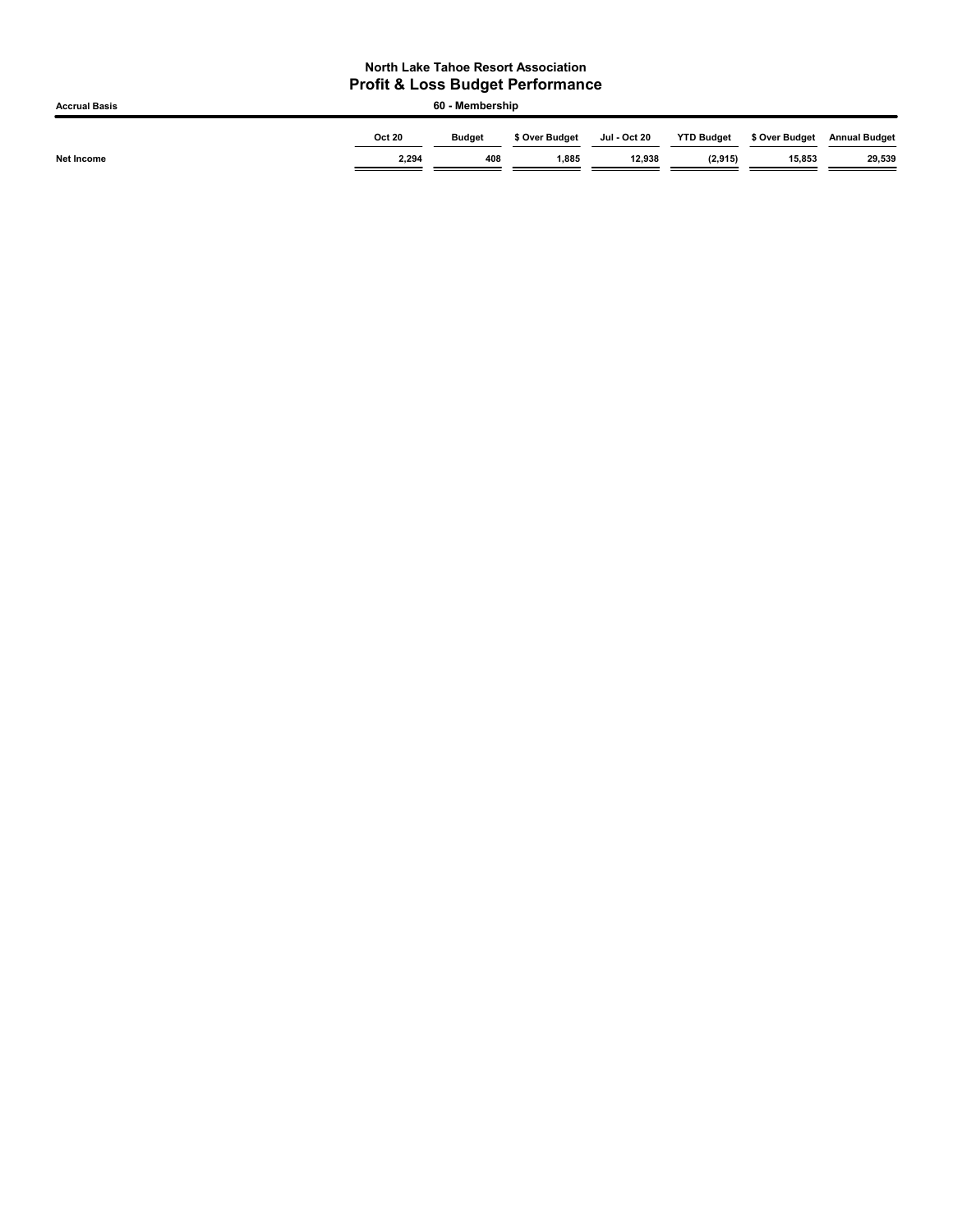# North Lake Tahoe Resort Association

## Profit & Loss Budget Performance

**Accrual Basis** | **60 - Membership**

| | Oct 20 | Budget | $ Over Budget | Jul - Oct 20 | YTD Budget | $ Over Budget | Annual Budget |
|---|---|---|---|---|---|---|---|
| **Net Income** | 2,294 | 408 | 1,885 | 12,938 | (2,915) | 15,853 | 29,539 |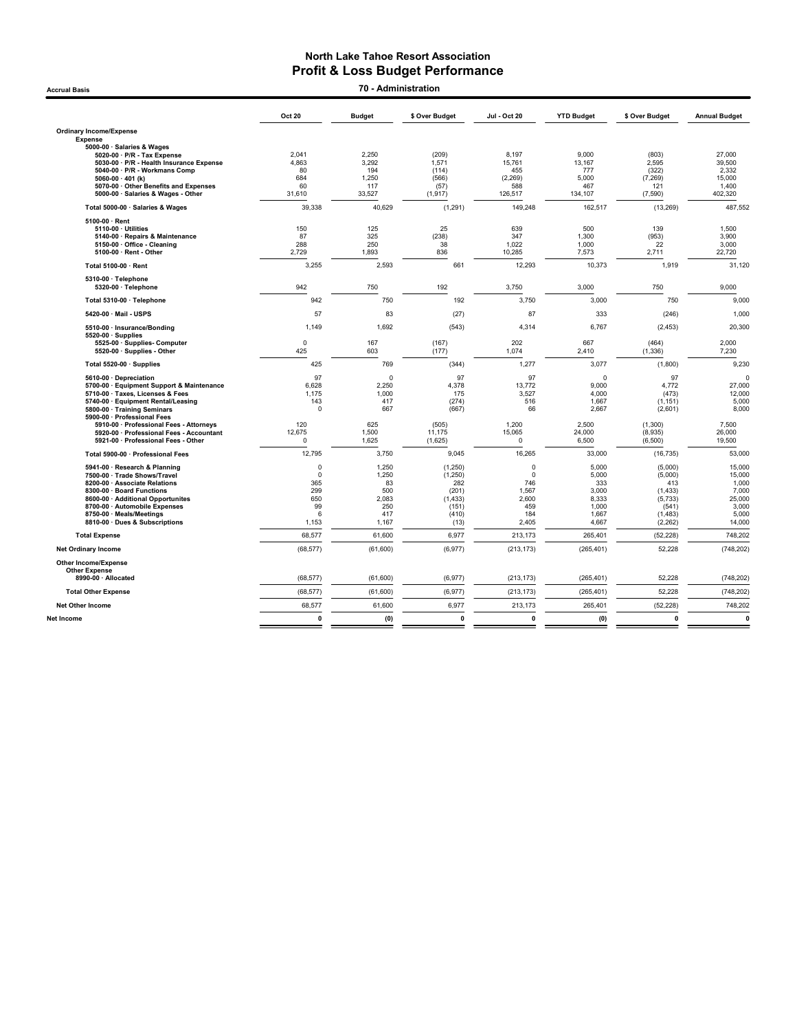# North Lake Tahoe Resort Association
## Profit & Loss Budget Performance

Accrual Basis

### 70 - Administration

| | Oct 20 | Budget | $ Over Budget | Jul - Oct 20 | YTD Budget | $ Over Budget | Annual Budget |
|---|---|---|---|---|---|---|---|
| **Ordinary Income/Expense** | | | | | | | |
| **Expense** | | | | | | | |
| **5000-00 · Salaries & Wages** | | | | | | | |
| 5020-00 · P/R - Tax Expense | 2,041 | 2,250 | (209) | 8,197 | 9,000 | (803) | 27,000 |
| 5030-00 · P/R - Health Insurance Expense | 4,863 | 3,292 | 1,571 | 15,761 | 13,167 | 2,595 | 39,500 |
| 5040-00 · P/R - Workmans Comp | 80 | 194 | (114) | 455 | 777 | (322) | 2,332 |
| 5060-00 · 401 (k) | 684 | 1,250 | (566) | (2,269) | 5,000 | (7,269) | 15,000 |
| 5070-00 · Other Benefits and Expenses | 60 | 117 | (57) | 588 | 467 | 121 | 1,400 |
| 5000-00 · Salaries & Wages - Other | 31,610 | 33,527 | (1,917) | 126,517 | 134,107 | (7,590) | 402,320 |
| **Total 5000-00 · Salaries & Wages** | 39,338 | 40,629 | (1,291) | 149,248 | 162,517 | (13,269) | 487,552 |
| **5100-00 · Rent** | | | | | | | |
| 5110-00 · Utilities | 150 | 125 | 25 | 639 | 500 | 139 | 1,500 |
| 5140-00 · Repairs & Maintenance | 87 | 325 | (238) | 347 | 1,300 | (953) | 3,900 |
| 5150-00 · Office - Cleaning | 288 | 250 | 38 | 1,022 | 1,000 | 22 | 3,000 |
| 5100-00 · Rent - Other | 2,729 | 1,893 | 836 | 10,285 | 7,573 | 2,711 | 22,720 |
| **Total 5100-00 · Rent** | 3,255 | 2,593 | 661 | 12,293 | 10,373 | 1,919 | 31,120 |
| **5310-00 · Telephone** | | | | | | | |
| 5320-00 · Telephone | 942 | 750 | 192 | 3,750 | 3,000 | 750 | 9,000 |
| **Total 5310-00 · Telephone** | 942 | 750 | 192 | 3,750 | 3,000 | 750 | 9,000 |
| 5420-00 · Mail - USPS | 57 | 83 | (27) | 87 | 333 | (246) | 1,000 |
| 5510-00 · Insurance/Bonding | 1,149 | 1,692 | (543) | 4,314 | 6,767 | (2,453) | 20,300 |
| **5520-00 · Supplies** | | | | | | | |
| 5525-00 · Supplies- Computer | 0 | 167 | (167) | 202 | 667 | (464) | 2,000 |
| 5520-00 · Supplies - Other | 425 | 603 | (177) | 1,074 | 2,410 | (1,336) | 7,230 |
| **Total 5520-00 · Supplies** | 425 | 769 | (344) | 1,277 | 3,077 | (1,800) | 9,230 |
| 5610-00 · Depreciation | 97 | 0 | 97 | 97 | 0 | 97 | 0 |
| 5700-00 · Equipment Support & Maintenance | 6,628 | 2,250 | 4,378 | 13,772 | 9,000 | 4,772 | 27,000 |
| 5710-00 · Taxes, Licenses & Fees | 1,175 | 1,000 | 175 | 3,527 | 4,000 | (473) | 12,000 |
| 5740-00 · Equipment Rental/Leasing | 143 | 417 | (274) | 516 | 1,667 | (1,151) | 5,000 |
| 5800-00 · Training Seminars | 0 | 667 | (667) | 66 | 2,667 | (2,601) | 8,000 |
| **5900-00 · Professional Fees** | | | | | | | |
| 5910-00 · Professional Fees - Attorneys | 120 | 625 | (505) | 1,200 | 2,500 | (1,300) | 7,500 |
| 5920-00 · Professional Fees - Accountant | 12,675 | 1,500 | 11,175 | 15,065 | 24,000 | (8,935) | 26,000 |
| 5921-00 · Professional Fees - Other | 0 | 1,625 | (1,625) | 0 | 6,500 | (6,500) | 19,500 |
| **Total 5900-00 · Professional Fees** | 12,795 | 3,750 | 9,045 | 16,265 | 33,000 | (16,735) | 53,000 |
| 5941-00 · Research & Planning | 0 | 1,250 | (1,250) | 0 | 5,000 | (5,000) | 15,000 |
| 7500-00 · Trade Shows/Travel | 0 | 1,250 | (1,250) | 0 | 5,000 | (5,000) | 15,000 |
| 8200-00 · Associate Relations | 365 | 83 | 282 | 746 | 333 | 413 | 1,000 |
| 8300-00 · Board Functions | 299 | 500 | (201) | 1,567 | 3,000 | (1,433) | 7,000 |
| 8600-00 · Additional Opportunites | 650 | 2,083 | (1,433) | 2,600 | 8,333 | (5,733) | 25,000 |
| 8700-00 · Automobile Expenses | 99 | 250 | (151) | 459 | 1,000 | (541) | 3,000 |
| 8750-00 · Meals/Meetings | 6 | 417 | (410) | 184 | 1,667 | (1,483) | 5,000 |
| 8810-00 · Dues & Subscriptions | 1,153 | 1,167 | (13) | 2,405 | 4,667 | (2,262) | 14,000 |
| **Total Expense** | 68,577 | 61,600 | 6,977 | 213,173 | 265,401 | (52,228) | 748,202 |
| **Net Ordinary Income** | (68,577) | (61,600) | (6,977) | (213,173) | (265,401) | 52,228 | (748,202) |
| **Other Income/Expense** | | | | | | | |
| **Other Expense** | | | | | | | |
| 8990-00 · Allocated | (68,577) | (61,600) | (6,977) | (213,173) | (265,401) | 52,228 | (748,202) |
| **Total Other Expense** | (68,577) | (61,600) | (6,977) | (213,173) | (265,401) | 52,228 | (748,202) |
| **Net Other Income** | 68,577 | 61,600 | 6,977 | 213,173 | 265,401 | (52,228) | 748,202 |
| **Net Income** | 0 | (0) | 0 | 0 | (0) | 0 | 0 |